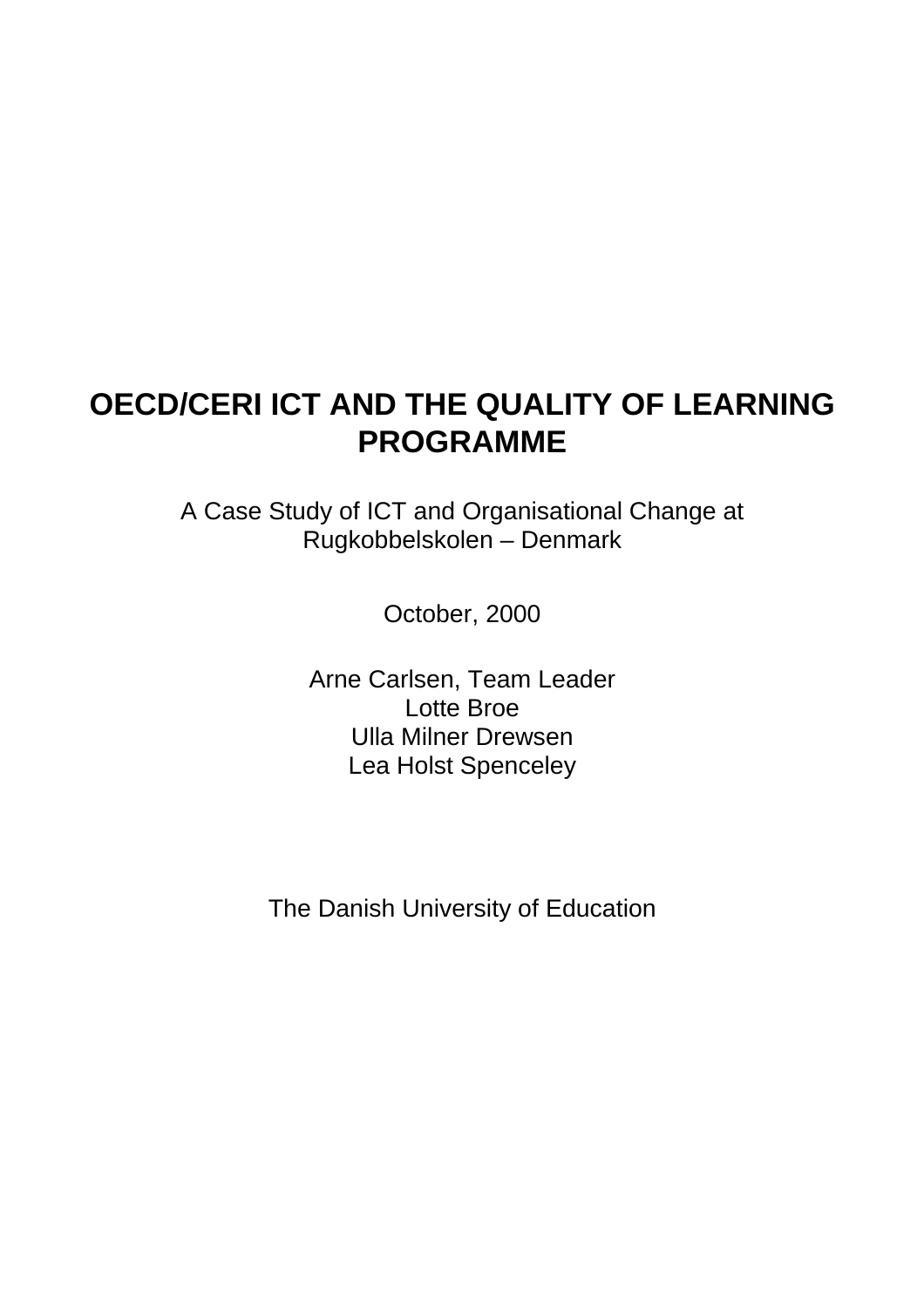# OECD/CERI ICT AND THE QUALITY OF LEARNING PROGRAMME

A Case Study of ICT and Organisational Change at Rugkobbelskolen – Denmark

October, 2000

Arne Carlsen, Team Leader
Lotte Broe
Ulla Milner Drewsen
Lea Holst Spenceley

The Danish University of Education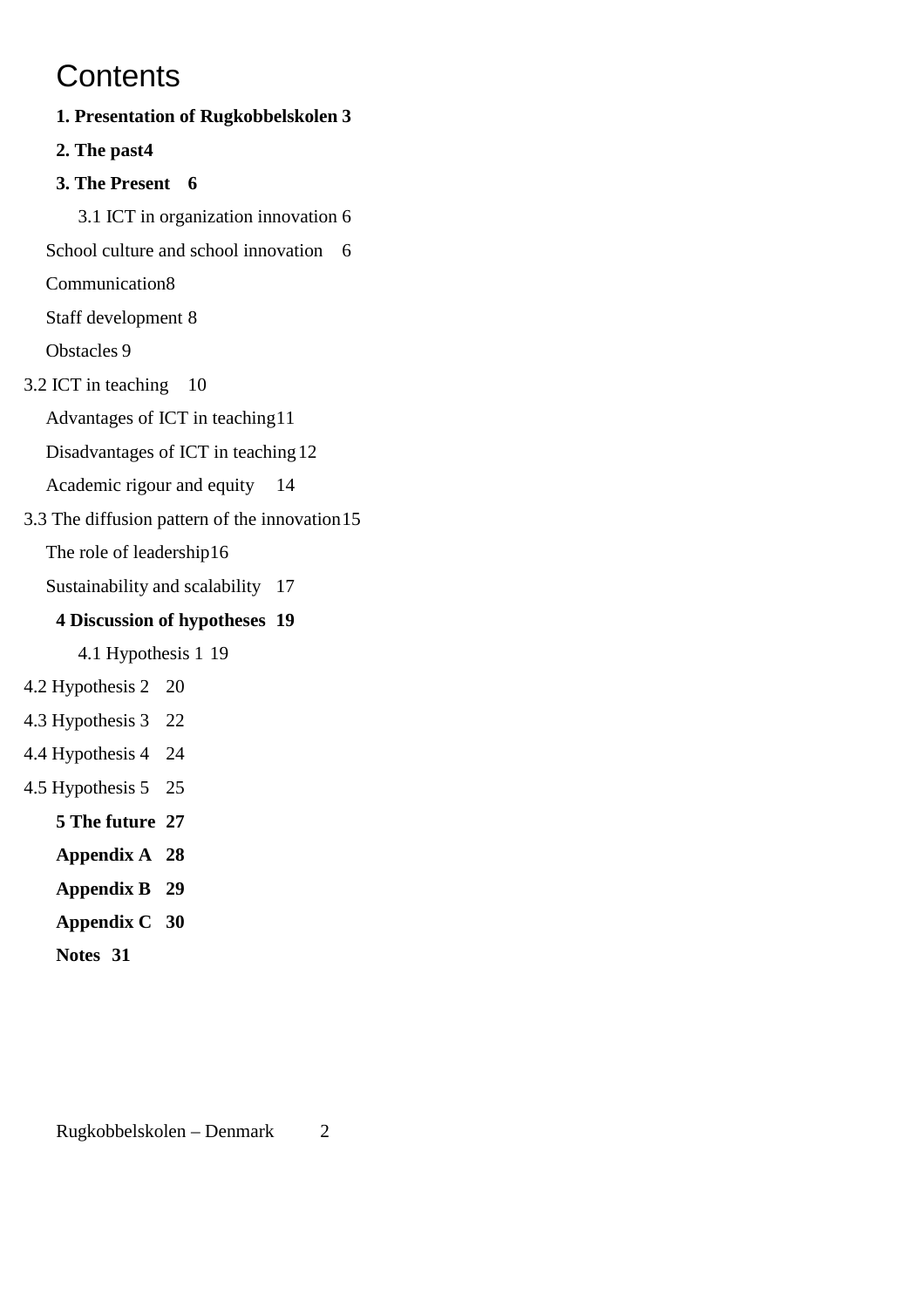# Contents

**1. Presentation of Rugkobbelskolen 3**

**2. The past 4**

**3. The Present 6**

3.1 ICT in organization innovation 6

School culture and school innovation 6

Communication 8

Staff development 8

Obstacles 9

3.2 ICT in teaching 10

Advantages of ICT in teaching 11

Disadvantages of ICT in teaching 12

Academic rigour and equity 14

3.3 The diffusion pattern of the innovation 15

The role of leadership 16

Sustainability and scalability 17

**4 Discussion of hypotheses 19**

4.1 Hypothesis 1 19

4.2 Hypothesis 2 20

4.3 Hypothesis 3 22

4.4 Hypothesis 4 24

4.5 Hypothesis 5 25

**5 The future 27**

**Appendix A 28**

**Appendix B 29**

**Appendix C 30**

**Notes 31**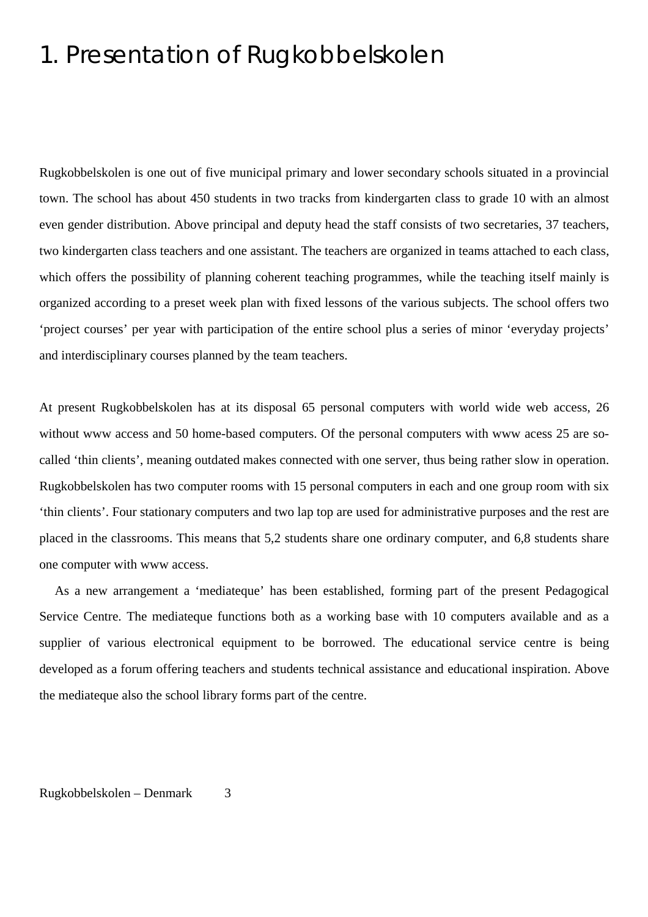# 1. Presentation of Rugkobbelskolen

Rugkobbelskolen is one out of five municipal primary and lower secondary schools situated in a provincial town. The school has about 450 students in two tracks from kindergarten class to grade 10 with an almost even gender distribution. Above principal and deputy head the staff consists of two secretaries, 37 teachers, two kindergarten class teachers and one assistant. The teachers are organized in teams attached to each class, which offers the possibility of planning coherent teaching programmes, while the teaching itself mainly is organized according to a preset week plan with fixed lessons of the various subjects. The school offers two 'project courses' per year with participation of the entire school plus a series of minor 'everyday projects' and interdisciplinary courses planned by the team teachers.

At present Rugkobbelskolen has at its disposal 65 personal computers with world wide web access, 26 without www access and 50 home-based computers. Of the personal computers with www acess 25 are so-called 'thin clients', meaning outdated makes connected with one server, thus being rather slow in operation. Rugkobbelskolen has two computer rooms with 15 personal computers in each and one group room with six 'thin clients'. Four stationary computers and two lap top are used for administrative purposes and the rest are placed in the classrooms. This means that 5,2 students share one ordinary computer, and 6,8 students share one computer with www access.

As a new arrangement a 'mediateque' has been established, forming part of the present Pedagogical Service Centre. The mediateque functions both as a working base with 10 computers available and as a supplier of various electronical equipment to be borrowed. The educational service centre is being developed as a forum offering teachers and students technical assistance and educational inspiration. Above the mediateque also the school library forms part of the centre.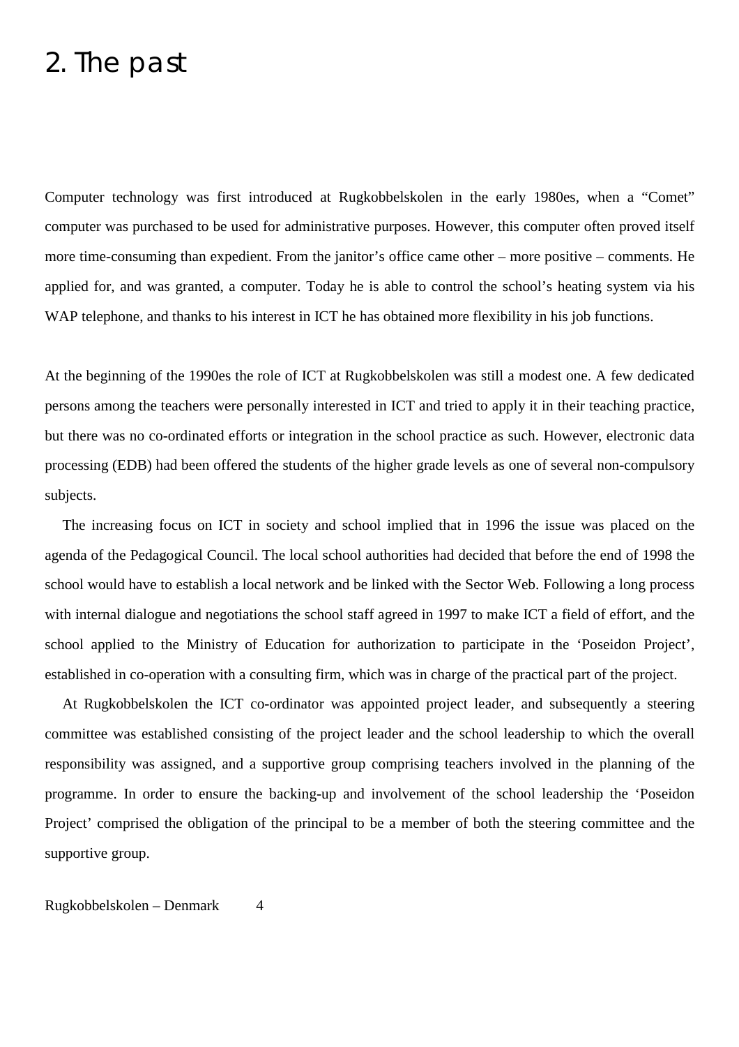# 2. The past

Computer technology was first introduced at Rugkobbelskolen in the early 1980es, when a "Comet" computer was purchased to be used for administrative purposes. However, this computer often proved itself more time-consuming than expedient. From the janitor's office came other – more positive – comments. He applied for, and was granted, a computer. Today he is able to control the school's heating system via his WAP telephone, and thanks to his interest in ICT he has obtained more flexibility in his job functions.

At the beginning of the 1990es the role of ICT at Rugkobbelskolen was still a modest one. A few dedicated persons among the teachers were personally interested in ICT and tried to apply it in their teaching practice, but there was no co-ordinated efforts or integration in the school practice as such. However, electronic data processing (EDB) had been offered the students of the higher grade levels as one of several non-compulsory subjects.

The increasing focus on ICT in society and school implied that in 1996 the issue was placed on the agenda of the Pedagogical Council. The local school authorities had decided that before the end of 1998 the school would have to establish a local network and be linked with the Sector Web. Following a long process with internal dialogue and negotiations the school staff agreed in 1997 to make ICT a field of effort, and the school applied to the Ministry of Education for authorization to participate in the 'Poseidon Project', established in co-operation with a consulting firm, which was in charge of the practical part of the project.

At Rugkobbelskolen the ICT co-ordinator was appointed project leader, and subsequently a steering committee was established consisting of the project leader and the school leadership to which the overall responsibility was assigned, and a supportive group comprising teachers involved in the planning of the programme. In order to ensure the backing-up and involvement of the school leadership the 'Poseidon Project' comprised the obligation of the principal to be a member of both the steering committee and the supportive group.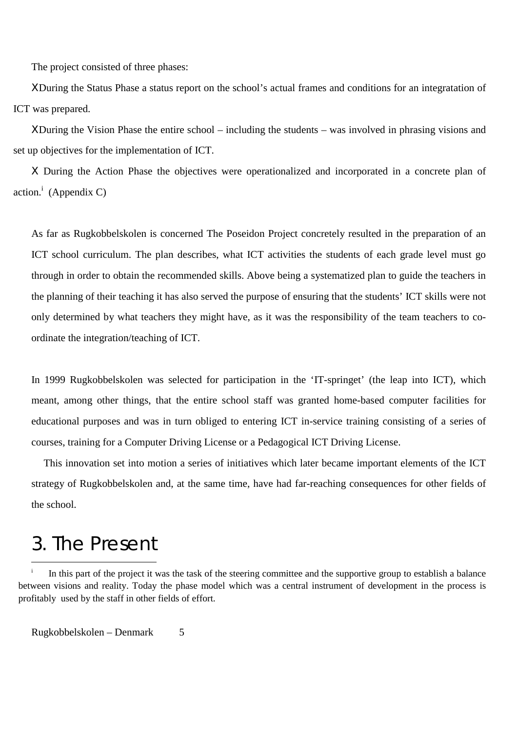The project consisted of three phases:

- During the Status Phase a status report on the school's actual frames and conditions for an integratation of ICT was prepared.
- During the Vision Phase the entire school – including the students – was involved in phrasing visions and set up objectives for the implementation of ICT.
- During the Action Phase the objectives were operationalized and incorporated in a concrete plan of action.[i] (Appendix C)

As far as Rugkobbelskolen is concerned The Poseidon Project concretely resulted in the preparation of an ICT school curriculum. The plan describes, what ICT activities the students of each grade level must go through in order to obtain the recommended skills. Above being a systematized plan to guide the teachers in the planning of their teaching it has also served the purpose of ensuring that the students' ICT skills were not only determined by what teachers they might have, as it was the responsibility of the team teachers to co-ordinate the integration/teaching of ICT.

In 1999 Rugkobbelskolen was selected for participation in the 'IT-springet' (the leap into ICT), which meant, among other things, that the entire school staff was granted home-based computer facilities for educational purposes and was in turn obliged to entering ICT in-service training consisting of a series of courses, training for a Computer Driving License or a Pedagogical ICT Driving License.

This innovation set into motion a series of initiatives which later became important elements of the ICT strategy of Rugkobbelskolen and, at the same time, have had far-reaching consequences for other fields of the school.

# 3. The Present

---

[i] In this part of the project it was the task of the steering committee and the supportive group to establish a balance between visions and reality. Today the phase model which was a central instrument of development in the process is profitably used by the staff in other fields of effort.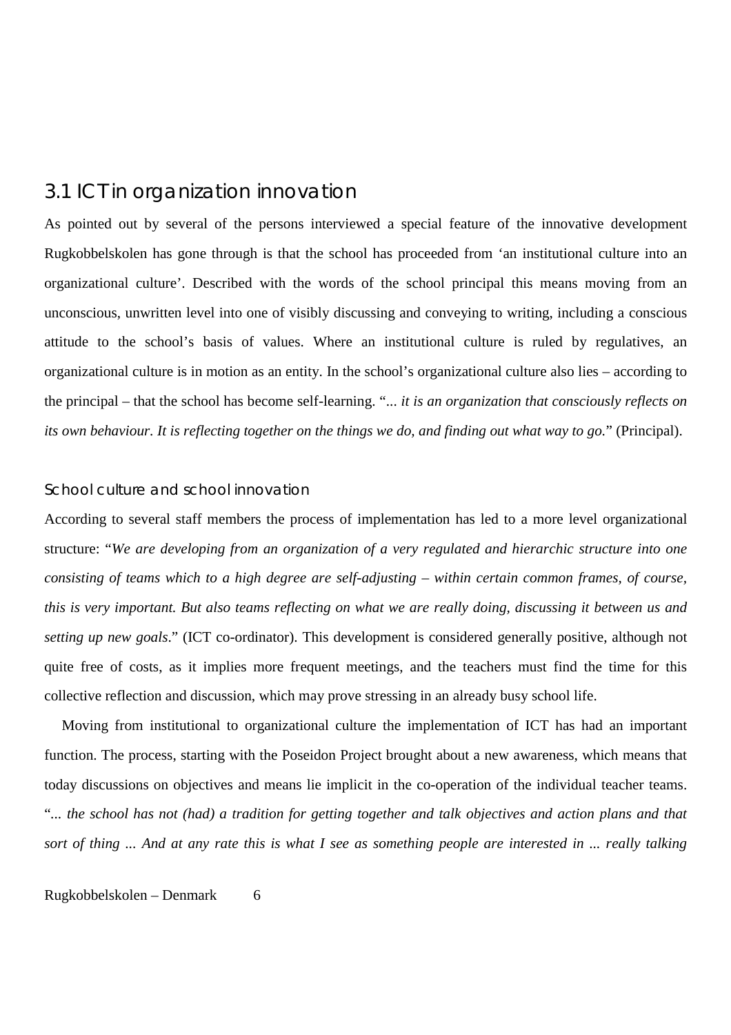## 3.1 ICT in organization innovation

As pointed out by several of the persons interviewed a special feature of the innovative development Rugkobbelskolen has gone through is that the school has proceeded from 'an institutional culture into an organizational culture'. Described with the words of the school principal this means moving from an unconscious, unwritten level into one of visibly discussing and conveying to writing, including a conscious attitude to the school's basis of values. Where an institutional culture is ruled by regulatives, an organizational culture is in motion as an entity. In the school's organizational culture also lies – according to the principal – that the school has become self-learning. "*... it is an organization that consciously reflects on its own behaviour. It is reflecting together on the things we do, and finding out what way to go.*" (Principal).

### School culture and school innovation

According to several staff members the process of implementation has led to a more level organizational structure: "*We are developing from an organization of a very regulated and hierarchic structure into one consisting of teams which to a high degree are self-adjusting – within certain common frames, of course, this is very important. But also teams reflecting on what we are really doing, discussing it between us and setting up new goals.*" (ICT co-ordinator). This development is considered generally positive, although not quite free of costs, as it implies more frequent meetings, and the teachers must find the time for this collective reflection and discussion, which may prove stressing in an already busy school life.

Moving from institutional to organizational culture the implementation of ICT has had an important function. The process, starting with the Poseidon Project brought about a new awareness, which means that today discussions on objectives and means lie implicit in the co-operation of the individual teacher teams. "*... the school has not (had) a tradition for getting together and talk objectives and action plans and that sort of thing ... And at any rate this is what I see as something people are interested in ... really talking*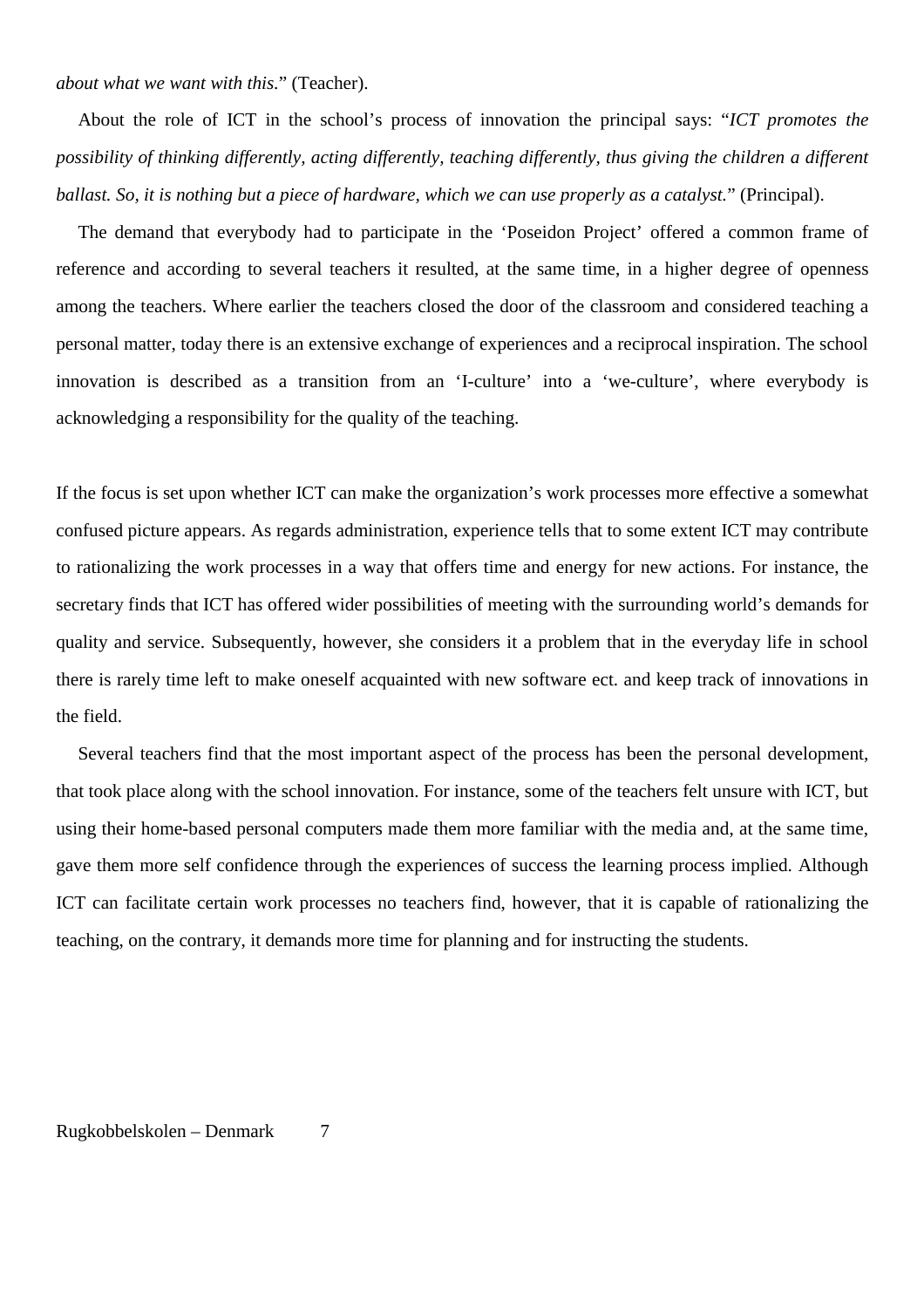*about what we want with this.*" (Teacher).

About the role of ICT in the school's process of innovation the principal says: "*ICT promotes the possibility of thinking differently, acting differently, teaching differently, thus giving the children a different ballast. So, it is nothing but a piece of hardware, which we can use properly as a catalyst.*" (Principal).

The demand that everybody had to participate in the 'Poseidon Project' offered a common frame of reference and according to several teachers it resulted, at the same time, in a higher degree of openness among the teachers. Where earlier the teachers closed the door of the classroom and considered teaching a personal matter, today there is an extensive exchange of experiences and a reciprocal inspiration. The school innovation is described as a transition from an 'I-culture' into a 'we-culture', where everybody is acknowledging a responsibility for the quality of the teaching.

If the focus is set upon whether ICT can make the organization's work processes more effective a somewhat confused picture appears. As regards administration, experience tells that to some extent ICT may contribute to rationalizing the work processes in a way that offers time and energy for new actions. For instance, the secretary finds that ICT has offered wider possibilities of meeting with the surrounding world's demands for quality and service. Subsequently, however, she considers it a problem that in the everyday life in school there is rarely time left to make oneself acquainted with new software ect. and keep track of innovations in the field.

Several teachers find that the most important aspect of the process has been the personal development, that took place along with the school innovation. For instance, some of the teachers felt unsure with ICT, but using their home-based personal computers made them more familiar with the media and, at the same time, gave them more self confidence through the experiences of success the learning process implied. Although ICT can facilitate certain work processes no teachers find, however, that it is capable of rationalizing the teaching, on the contrary, it demands more time for planning and for instructing the students.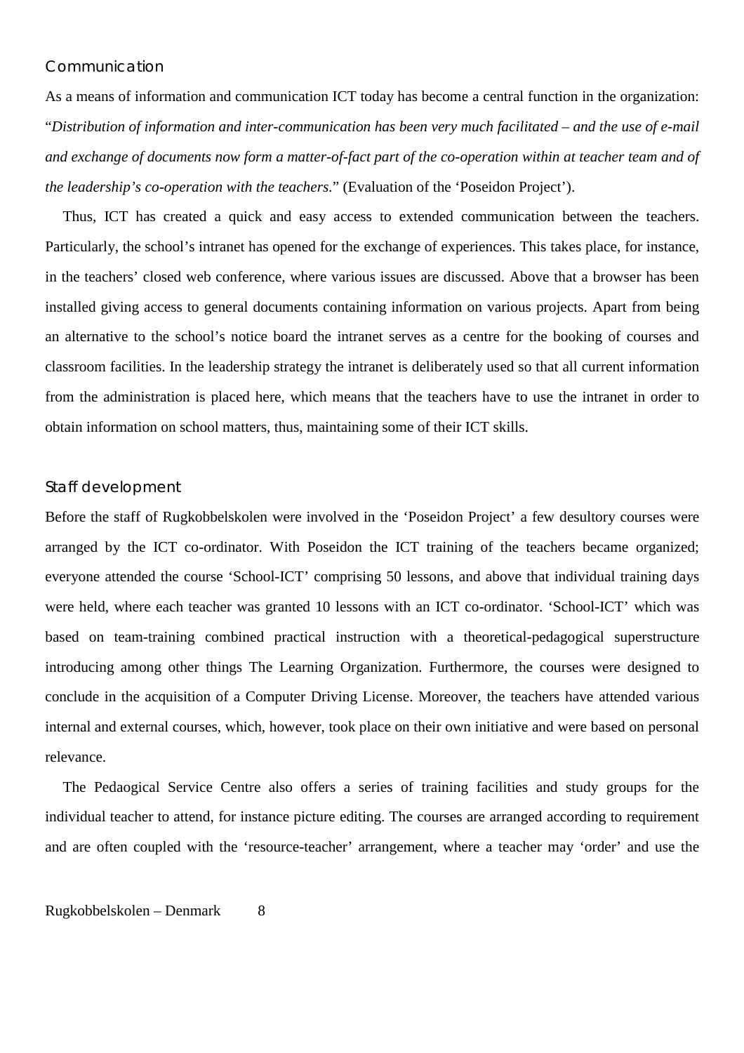### Communication

As a means of information and communication ICT today has become a central function in the organization: "*Distribution of information and inter-communication has been very much facilitated – and the use of e-mail and exchange of documents now form a matter-of-fact part of the co-operation within at teacher team and of the leadership's co-operation with the teachers*." (Evaluation of the 'Poseidon Project').

Thus, ICT has created a quick and easy access to extended communication between the teachers. Particularly, the school's intranet has opened for the exchange of experiences. This takes place, for instance, in the teachers' closed web conference, where various issues are discussed. Above that a browser has been installed giving access to general documents containing information on various projects. Apart from being an alternative to the school's notice board the intranet serves as a centre for the booking of courses and classroom facilities. In the leadership strategy the intranet is deliberately used so that all current information from the administration is placed here, which means that the teachers have to use the intranet in order to obtain information on school matters, thus, maintaining some of their ICT skills.

### Staff development

Before the staff of Rugkobbelskolen were involved in the 'Poseidon Project' a few desultory courses were arranged by the ICT co-ordinator. With Poseidon the ICT training of the teachers became organized; everyone attended the course 'School-ICT' comprising 50 lessons, and above that individual training days were held, where each teacher was granted 10 lessons with an ICT co-ordinator. 'School-ICT' which was based on team-training combined practical instruction with a theoretical-pedagogical superstructure introducing among other things The Learning Organization. Furthermore, the courses were designed to conclude in the acquisition of a Computer Driving License. Moreover, the teachers have attended various internal and external courses, which, however, took place on their own initiative and were based on personal relevance.

The Pedaogical Service Centre also offers a series of training facilities and study groups for the individual teacher to attend, for instance picture editing. The courses are arranged according to requirement and are often coupled with the 'resource-teacher' arrangement, where a teacher may 'order' and use the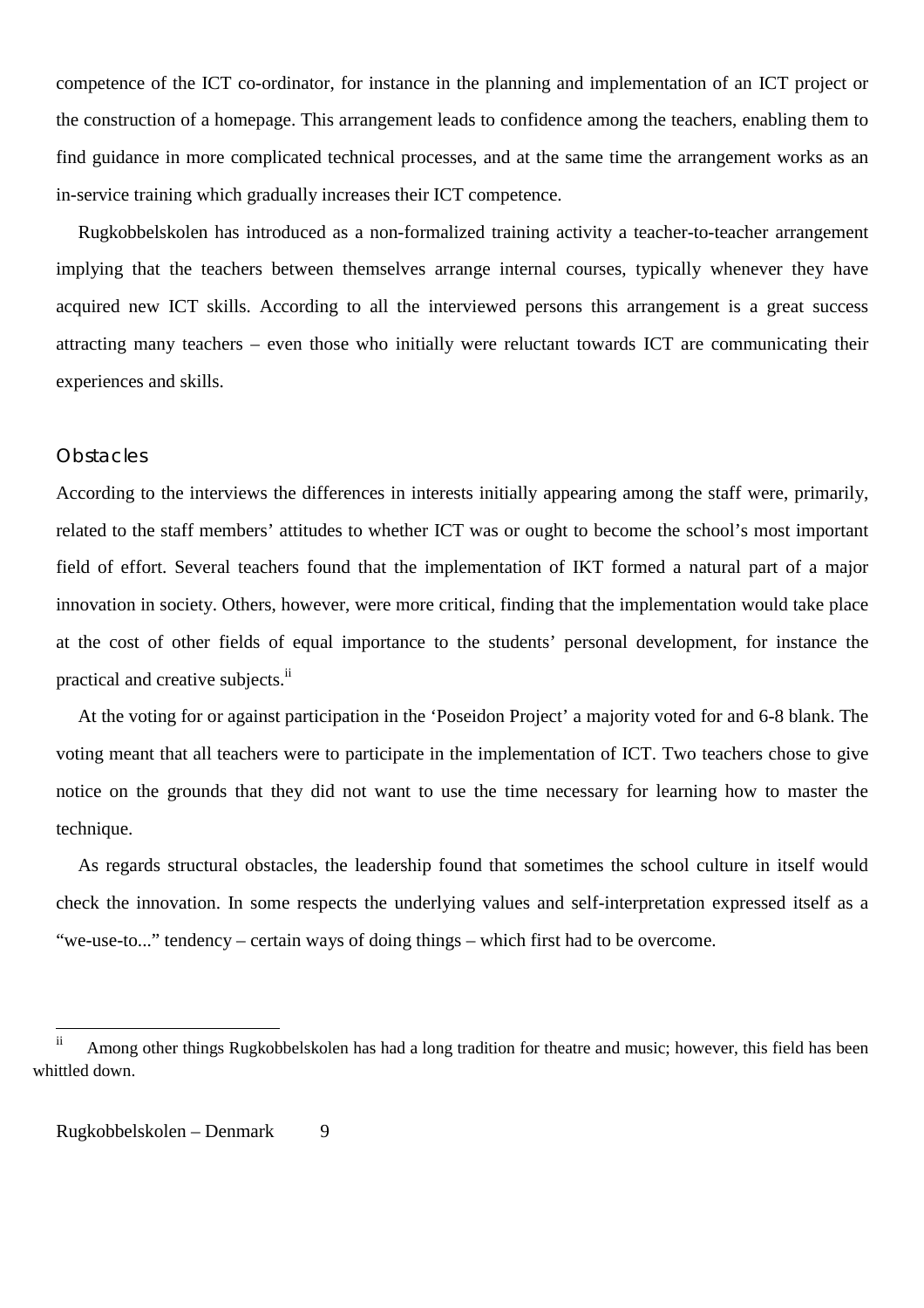competence of the ICT co-ordinator, for instance in the planning and implementation of an ICT project or the construction of a homepage. This arrangement leads to confidence among the teachers, enabling them to find guidance in more complicated technical processes, and at the same time the arrangement works as an in-service training which gradually increases their ICT competence.

Rugkobbelskolen has introduced as a non-formalized training activity a teacher-to-teacher arrangement implying that the teachers between themselves arrange internal courses, typically whenever they have acquired new ICT skills. According to all the interviewed persons this arrangement is a great success attracting many teachers – even those who initially were reluctant towards ICT are communicating their experiences and skills.

### Obstacles

According to the interviews the differences in interests initially appearing among the staff were, primarily, related to the staff members' attitudes to whether ICT was or ought to become the school's most important field of effort. Several teachers found that the implementation of IKT formed a natural part of a major innovation in society. Others, however, were more critical, finding that the implementation would take place at the cost of other fields of equal importance to the students' personal development, for instance the practical and creative subjects.[ii]

At the voting for or against participation in the 'Poseidon Project' a majority voted for and 6-8 blank. The voting meant that all teachers were to participate in the implementation of ICT. Two teachers chose to give notice on the grounds that they did not want to use the time necessary for learning how to master the technique.

As regards structural obstacles, the leadership found that sometimes the school culture in itself would check the innovation. In some respects the underlying values and self-interpretation expressed itself as a "we-use-to..." tendency – certain ways of doing things – which first had to be overcome.

---

[ii] Among other things Rugkobbelskolen has had a long tradition for theatre and music; however, this field has been whittled down.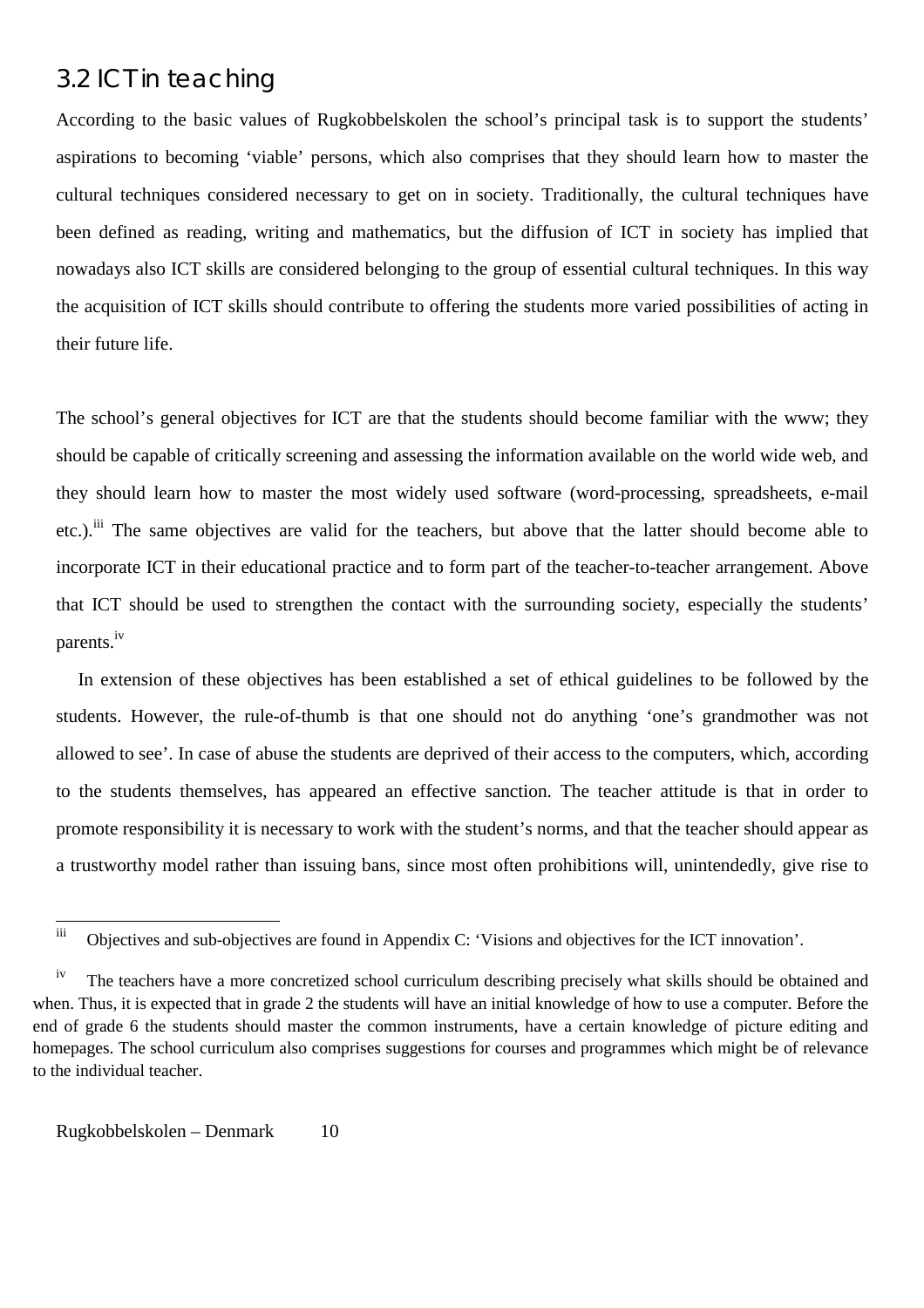## 3.2 ICT in teaching

According to the basic values of Rugkobbelskolen the school's principal task is to support the students' aspirations to becoming 'viable' persons, which also comprises that they should learn how to master the cultural techniques considered necessary to get on in society. Traditionally, the cultural techniques have been defined as reading, writing and mathematics, but the diffusion of ICT in society has implied that nowadays also ICT skills are considered belonging to the group of essential cultural techniques. In this way the acquisition of ICT skills should contribute to offering the students more varied possibilities of acting in their future life.

The school's general objectives for ICT are that the students should become familiar with the www; they should be capable of critically screening and assessing the information available on the world wide web, and they should learn how to master the most widely used software (word-processing, spreadsheets, e-mail etc.).[iii] The same objectives are valid for the teachers, but above that the latter should become able to incorporate ICT in their educational practice and to form part of the teacher-to-teacher arrangement. Above that ICT should be used to strengthen the contact with the surrounding society, especially the students' parents.[iv]

In extension of these objectives has been established a set of ethical guidelines to be followed by the students. However, the rule-of-thumb is that one should not do anything 'one's grandmother was not allowed to see'. In case of abuse the students are deprived of their access to the computers, which, according to the students themselves, has appeared an effective sanction. The teacher attitude is that in order to promote responsibility it is necessary to work with the student's norms, and that the teacher should appear as a trustworthy model rather than issuing bans, since most often prohibitions will, unintendedly, give rise to

---

[iii] Objectives and sub-objectives are found in Appendix C: 'Visions and objectives for the ICT innovation'.

[iv] The teachers have a more concretized school curriculum describing precisely what skills should be obtained and when. Thus, it is expected that in grade 2 the students will have an initial knowledge of how to use a computer. Before the end of grade 6 the students should master the common instruments, have a certain knowledge of picture editing and homepages. The school curriculum also comprises suggestions for courses and programmes which might be of relevance to the individual teacher.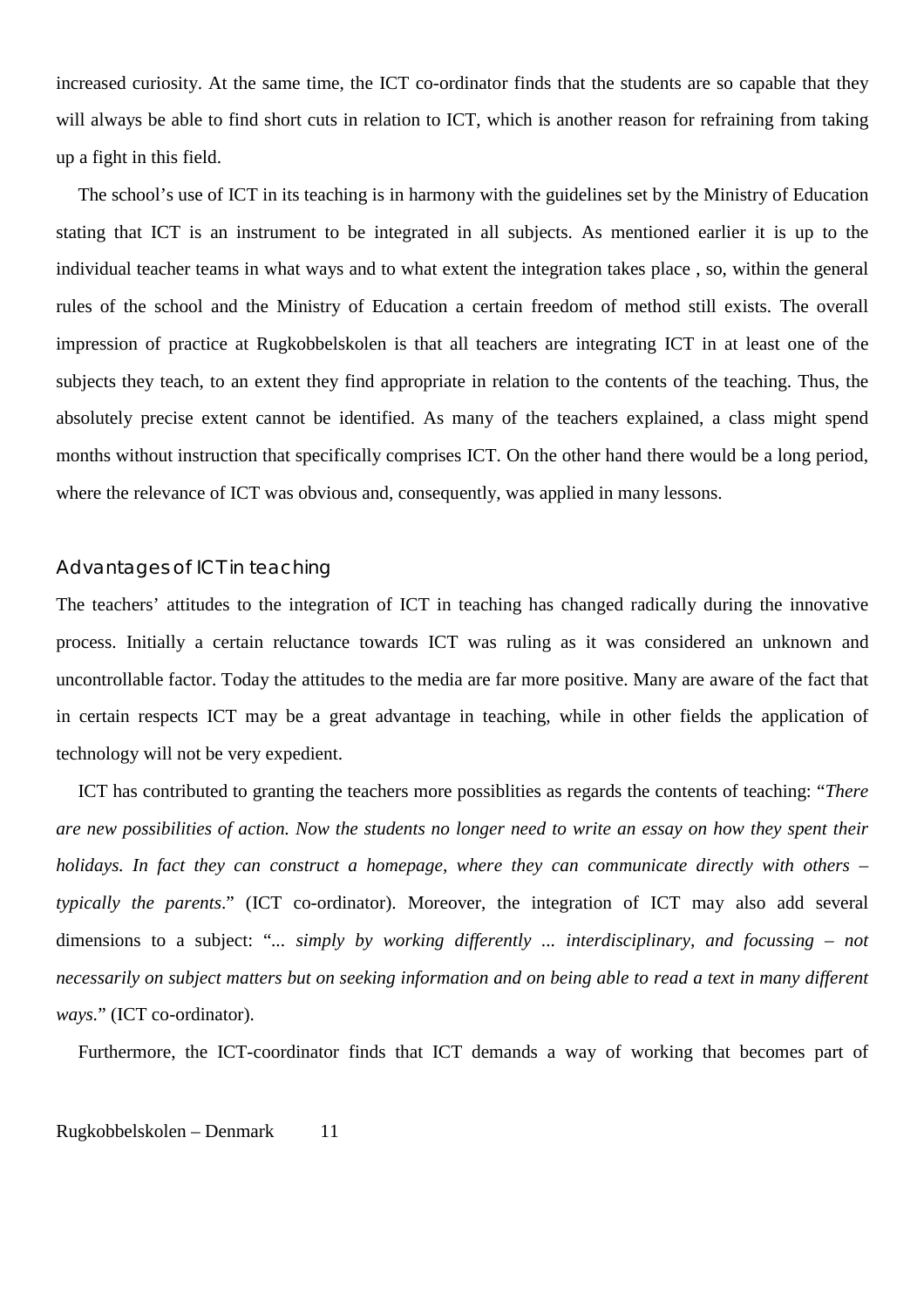increased curiosity. At the same time, the ICT co-ordinator finds that the students are so capable that they will always be able to find short cuts in relation to ICT, which is another reason for refraining from taking up a fight in this field.

The school's use of ICT in its teaching is in harmony with the guidelines set by the Ministry of Education stating that ICT is an instrument to be integrated in all subjects. As mentioned earlier it is up to the individual teacher teams in what ways and to what extent the integration takes place , so, within the general rules of the school and the Ministry of Education a certain freedom of method still exists. The overall impression of practice at Rugkobbelskolen is that all teachers are integrating ICT in at least one of the subjects they teach, to an extent they find appropriate in relation to the contents of the teaching. Thus, the absolutely precise extent cannot be identified. As many of the teachers explained, a class might spend months without instruction that specifically comprises ICT. On the other hand there would be a long period, where the relevance of ICT was obvious and, consequently, was applied in many lessons.

### Advantages of ICT in teaching

The teachers' attitudes to the integration of ICT in teaching has changed radically during the innovative process. Initially a certain reluctance towards ICT was ruling as it was considered an unknown and uncontrollable factor. Today the attitudes to the media are far more positive. Many are aware of the fact that in certain respects ICT may be a great advantage in teaching, while in other fields the application of technology will not be very expedient.

ICT has contributed to granting the teachers more possiblities as regards the contents of teaching: "*There are new possibilities of action. Now the students no longer need to write an essay on how they spent their holidays. In fact they can construct a homepage, where they can communicate directly with others – typically the parents*." (ICT co-ordinator). Moreover, the integration of ICT may also add several dimensions to a subject: "*... simply by working differently ... interdisciplinary, and focussing – not necessarily on subject matters but on seeking information and on being able to read a text in many different ways*." (ICT co-ordinator).

Furthermore, the ICT-coordinator finds that ICT demands a way of working that becomes part of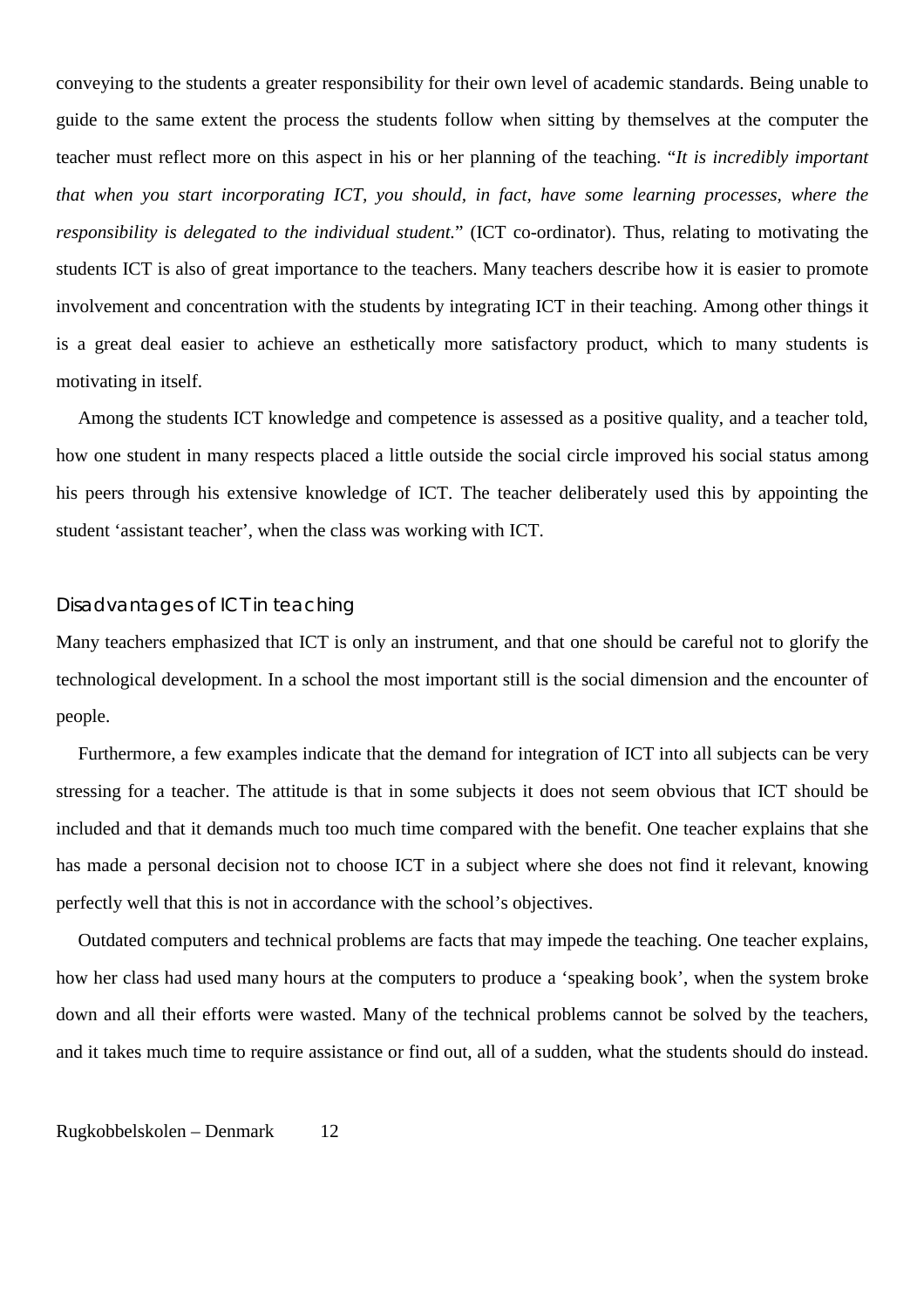conveying to the students a greater responsibility for their own level of academic standards. Being unable to guide to the same extent the process the students follow when sitting by themselves at the computer the teacher must reflect more on this aspect in his or her planning of the teaching. "*It is incredibly important that when you start incorporating ICT, you should, in fact, have some learning processes, where the responsibility is delegated to the individual student.*" (ICT co-ordinator). Thus, relating to motivating the students ICT is also of great importance to the teachers. Many teachers describe how it is easier to promote involvement and concentration with the students by integrating ICT in their teaching. Among other things it is a great deal easier to achieve an esthetically more satisfactory product, which to many students is motivating in itself.

Among the students ICT knowledge and competence is assessed as a positive quality, and a teacher told, how one student in many respects placed a little outside the social circle improved his social status among his peers through his extensive knowledge of ICT. The teacher deliberately used this by appointing the student 'assistant teacher', when the class was working with ICT.

### Disadvantages of ICT in teaching

Many teachers emphasized that ICT is only an instrument, and that one should be careful not to glorify the technological development. In a school the most important still is the social dimension and the encounter of people.

Furthermore, a few examples indicate that the demand for integration of ICT into all subjects can be very stressing for a teacher. The attitude is that in some subjects it does not seem obvious that ICT should be included and that it demands much too much time compared with the benefit. One teacher explains that she has made a personal decision not to choose ICT in a subject where she does not find it relevant, knowing perfectly well that this is not in accordance with the school's objectives.

Outdated computers and technical problems are facts that may impede the teaching. One teacher explains, how her class had used many hours at the computers to produce a 'speaking book', when the system broke down and all their efforts were wasted. Many of the technical problems cannot be solved by the teachers, and it takes much time to require assistance or find out, all of a sudden, what the students should do instead.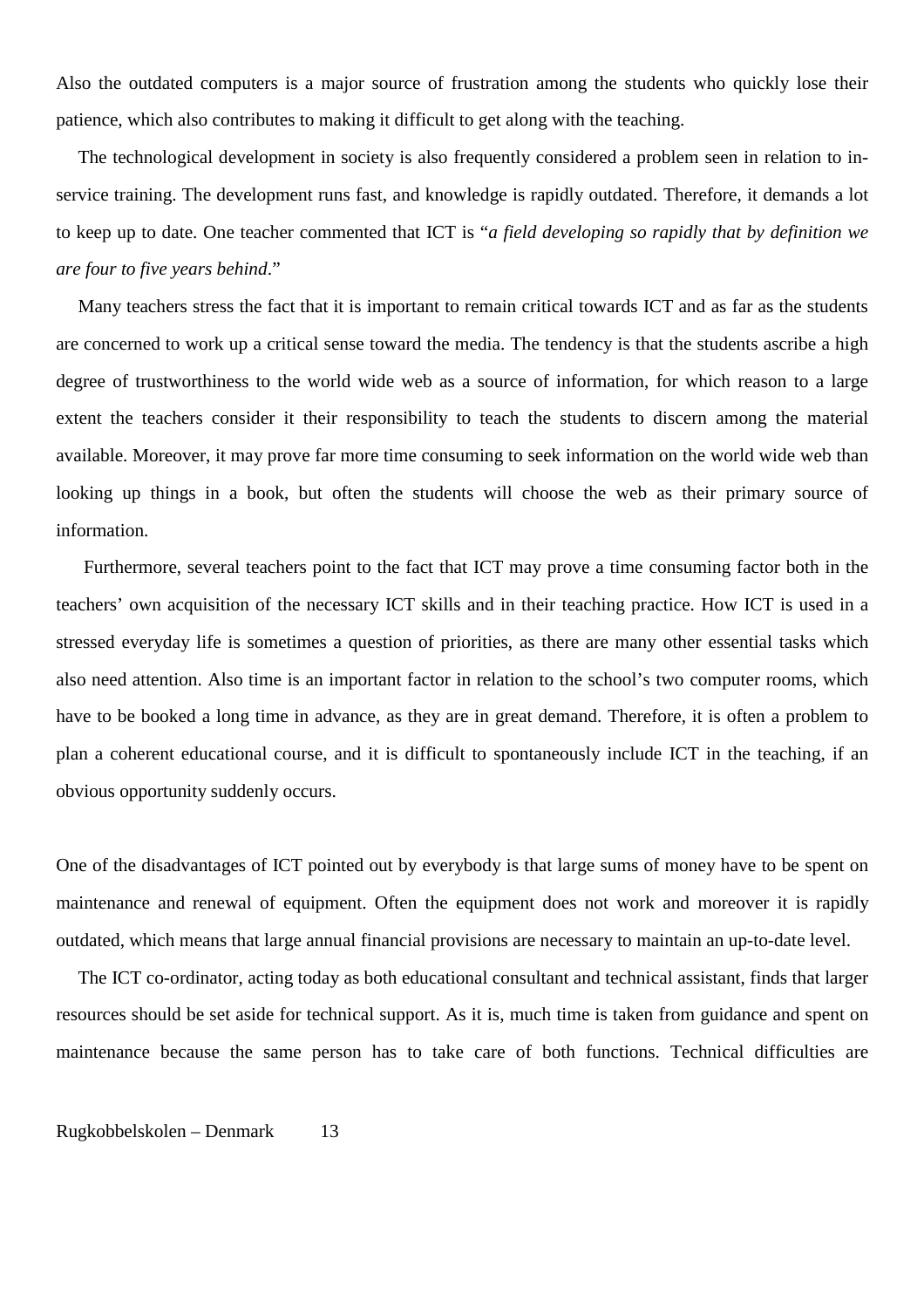Also the outdated computers is a major source of frustration among the students who quickly lose their patience, which also contributes to making it difficult to get along with the teaching.

The technological development in society is also frequently considered a problem seen in relation to in-service training. The development runs fast, and knowledge is rapidly outdated. Therefore, it demands a lot to keep up to date. One teacher commented that ICT is "*a field developing so rapidly that by definition we are four to five years behind*."

Many teachers stress the fact that it is important to remain critical towards ICT and as far as the students are concerned to work up a critical sense toward the media. The tendency is that the students ascribe a high degree of trustworthiness to the world wide web as a source of information, for which reason to a large extent the teachers consider it their responsibility to teach the students to discern among the material available. Moreover, it may prove far more time consuming to seek information on the world wide web than looking up things in a book, but often the students will choose the web as their primary source of information.

Furthermore, several teachers point to the fact that ICT may prove a time consuming factor both in the teachers' own acquisition of the necessary ICT skills and in their teaching practice. How ICT is used in a stressed everyday life is sometimes a question of priorities, as there are many other essential tasks which also need attention. Also time is an important factor in relation to the school's two computer rooms, which have to be booked a long time in advance, as they are in great demand. Therefore, it is often a problem to plan a coherent educational course, and it is difficult to spontaneously include ICT in the teaching, if an obvious opportunity suddenly occurs.

One of the disadvantages of ICT pointed out by everybody is that large sums of money have to be spent on maintenance and renewal of equipment. Often the equipment does not work and moreover it is rapidly outdated, which means that large annual financial provisions are necessary to maintain an up-to-date level.

The ICT co-ordinator, acting today as both educational consultant and technical assistant, finds that larger resources should be set aside for technical support. As it is, much time is taken from guidance and spent on maintenance because the same person has to take care of both functions. Technical difficulties are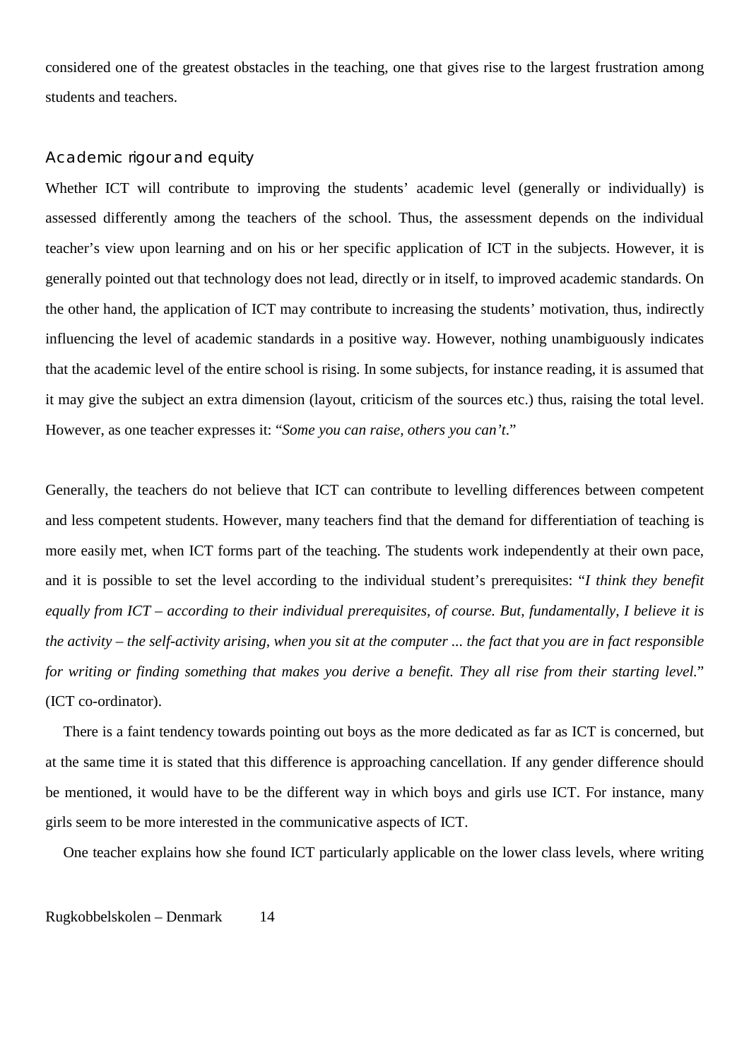considered one of the greatest obstacles in the teaching, one that gives rise to the largest frustration among students and teachers.

### Academic rigour and equity

Whether ICT will contribute to improving the students' academic level (generally or individually) is assessed differently among the teachers of the school. Thus, the assessment depends on the individual teacher's view upon learning and on his or her specific application of ICT in the subjects. However, it is generally pointed out that technology does not lead, directly or in itself, to improved academic standards. On the other hand, the application of ICT may contribute to increasing the students' motivation, thus, indirectly influencing the level of academic standards in a positive way. However, nothing unambiguously indicates that the academic level of the entire school is rising. In some subjects, for instance reading, it is assumed that it may give the subject an extra dimension (layout, criticism of the sources etc.) thus, raising the total level. However, as one teacher expresses it: "*Some you can raise, others you can't*."

Generally, the teachers do not believe that ICT can contribute to levelling differences between competent and less competent students. However, many teachers find that the demand for differentiation of teaching is more easily met, when ICT forms part of the teaching. The students work independently at their own pace, and it is possible to set the level according to the individual student's prerequisites: "*I think they benefit equally from ICT – according to their individual prerequisites, of course. But, fundamentally, I believe it is the activity – the self-activity arising, when you sit at the computer ... the fact that you are in fact responsible for writing or finding something that makes you derive a benefit. They all rise from their starting level.*" (ICT co-ordinator).

There is a faint tendency towards pointing out boys as the more dedicated as far as ICT is concerned, but at the same time it is stated that this difference is approaching cancellation. If any gender difference should be mentioned, it would have to be the different way in which boys and girls use ICT. For instance, many girls seem to be more interested in the communicative aspects of ICT.

One teacher explains how she found ICT particularly applicable on the lower class levels, where writing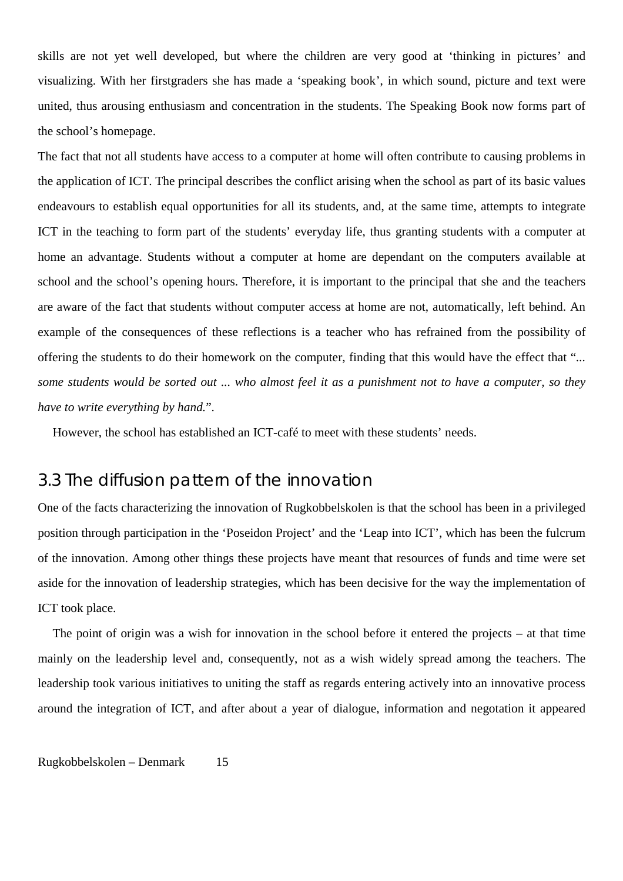skills are not yet well developed, but where the children are very good at 'thinking in pictures' and visualizing. With her firstgraders she has made a 'speaking book', in which sound, picture and text were united, thus arousing enthusiasm and concentration in the students. The Speaking Book now forms part of the school's homepage.

The fact that not all students have access to a computer at home will often contribute to causing problems in the application of ICT. The principal describes the conflict arising when the school as part of its basic values endeavours to establish equal opportunities for all its students, and, at the same time, attempts to integrate ICT in the teaching to form part of the students' everyday life, thus granting students with a computer at home an advantage. Students without a computer at home are dependant on the computers available at school and the school's opening hours. Therefore, it is important to the principal that she and the teachers are aware of the fact that students without computer access at home are not, automatically, left behind. An example of the consequences of these reflections is a teacher who has refrained from the possibility of offering the students to do their homework on the computer, finding that this would have the effect that "*... some students would be sorted out ... who almost feel it as a punishment not to have a computer, so they have to write everything by hand.*".

However, the school has established an ICT-café to meet with these students' needs.

## 3.3 The diffusion pattern of the innovation

One of the facts characterizing the innovation of Rugkobbelskolen is that the school has been in a privileged position through participation in the 'Poseidon Project' and the 'Leap into ICT', which has been the fulcrum of the innovation. Among other things these projects have meant that resources of funds and time were set aside for the innovation of leadership strategies, which has been decisive for the way the implementation of ICT took place.

The point of origin was a wish for innovation in the school before it entered the projects – at that time mainly on the leadership level and, consequently, not as a wish widely spread among the teachers. The leadership took various initiatives to uniting the staff as regards entering actively into an innovative process around the integration of ICT, and after about a year of dialogue, information and negotation it appeared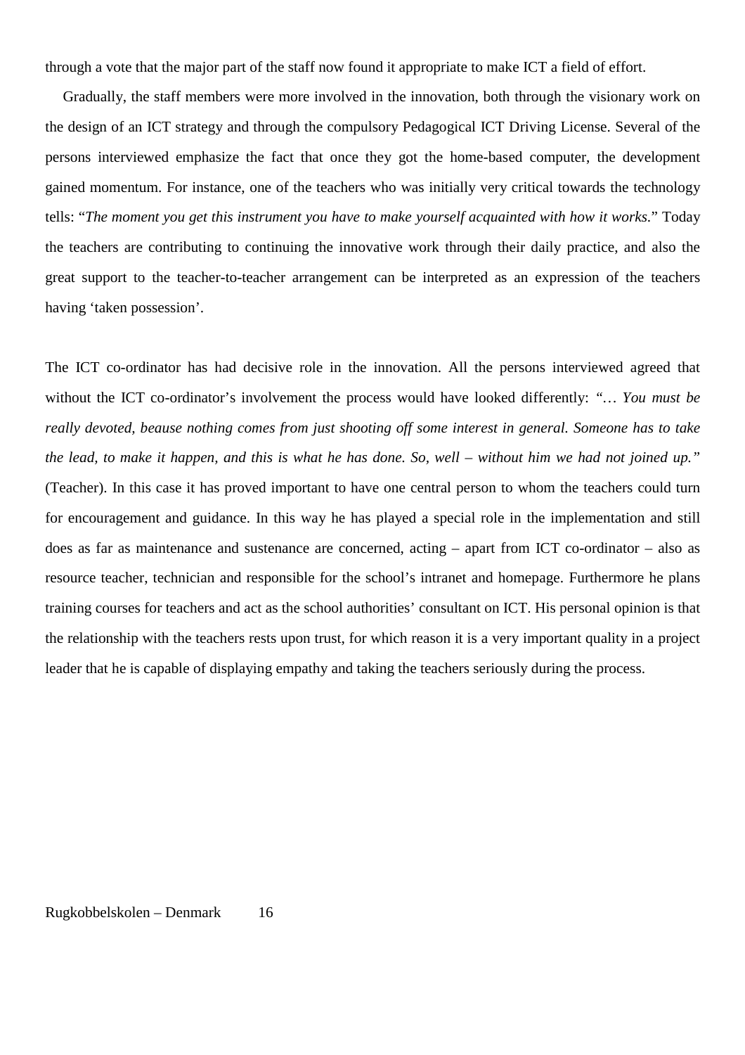through a vote that the major part of the staff now found it appropriate to make ICT a field of effort.

Gradually, the staff members were more involved in the innovation, both through the visionary work on the design of an ICT strategy and through the compulsory Pedagogical ICT Driving License. Several of the persons interviewed emphasize the fact that once they got the home-based computer, the development gained momentum. For instance, one of the teachers who was initially very critical towards the technology tells: "*The moment you get this instrument you have to make yourself acquainted with how it works.*" Today the teachers are contributing to continuing the innovative work through their daily practice, and also the great support to the teacher-to-teacher arrangement can be interpreted as an expression of the teachers having 'taken possession'.

The ICT co-ordinator has had decisive role in the innovation. All the persons interviewed agreed that without the ICT co-ordinator's involvement the process would have looked differently: *"… You must be really devoted, beause nothing comes from just shooting off some interest in general. Someone has to take the lead, to make it happen, and this is what he has done. So, well – without him we had not joined up."* (Teacher). In this case it has proved important to have one central person to whom the teachers could turn for encouragement and guidance. In this way he has played a special role in the implementation and still does as far as maintenance and sustenance are concerned, acting – apart from ICT co-ordinator – also as resource teacher, technician and responsible for the school's intranet and homepage. Furthermore he plans training courses for teachers and act as the school authorities' consultant on ICT. His personal opinion is that the relationship with the teachers rests upon trust, for which reason it is a very important quality in a project leader that he is capable of displaying empathy and taking the teachers seriously during the process.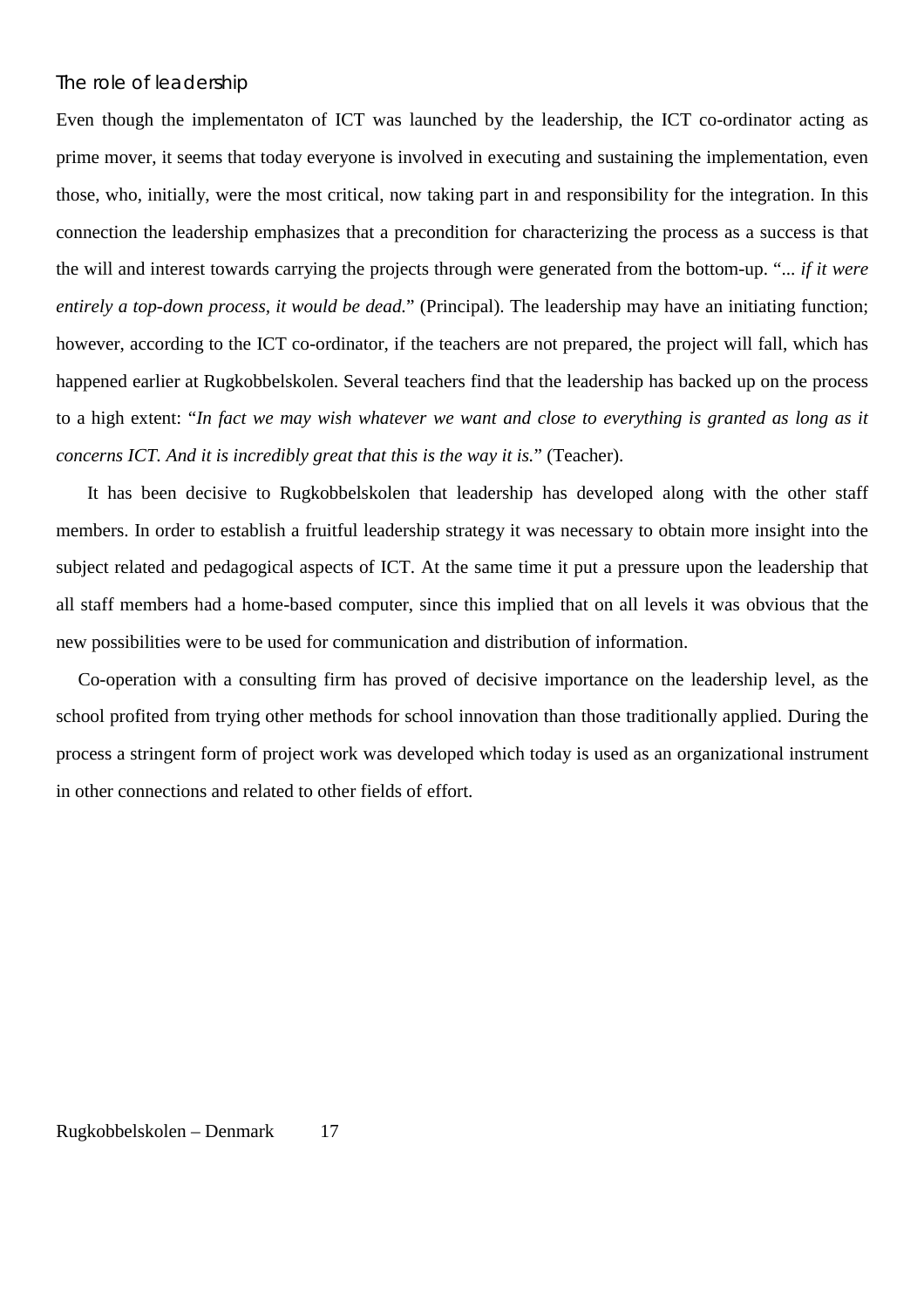### The role of leadership

Even though the implementaton of ICT was launched by the leadership, the ICT co-ordinator acting as prime mover, it seems that today everyone is involved in executing and sustaining the implementation, even those, who, initially, were the most critical, now taking part in and responsibility for the integration. In this connection the leadership emphasizes that a precondition for characterizing the process as a success is that the will and interest towards carrying the projects through were generated from the bottom-up. "*... if it were entirely a top-down process, it would be dead.*" (Principal). The leadership may have an initiating function; however, according to the ICT co-ordinator, if the teachers are not prepared, the project will fall, which has happened earlier at Rugkobbelskolen. Several teachers find that the leadership has backed up on the process to a high extent: "*In fact we may wish whatever we want and close to everything is granted as long as it concerns ICT. And it is incredibly great that this is the way it is.*" (Teacher).

It has been decisive to Rugkobbelskolen that leadership has developed along with the other staff members. In order to establish a fruitful leadership strategy it was necessary to obtain more insight into the subject related and pedagogical aspects of ICT. At the same time it put a pressure upon the leadership that all staff members had a home-based computer, since this implied that on all levels it was obvious that the new possibilities were to be used for communication and distribution of information.

Co-operation with a consulting firm has proved of decisive importance on the leadership level, as the school profited from trying other methods for school innovation than those traditionally applied. During the process a stringent form of project work was developed which today is used as an organizational instrument in other connections and related to other fields of effort.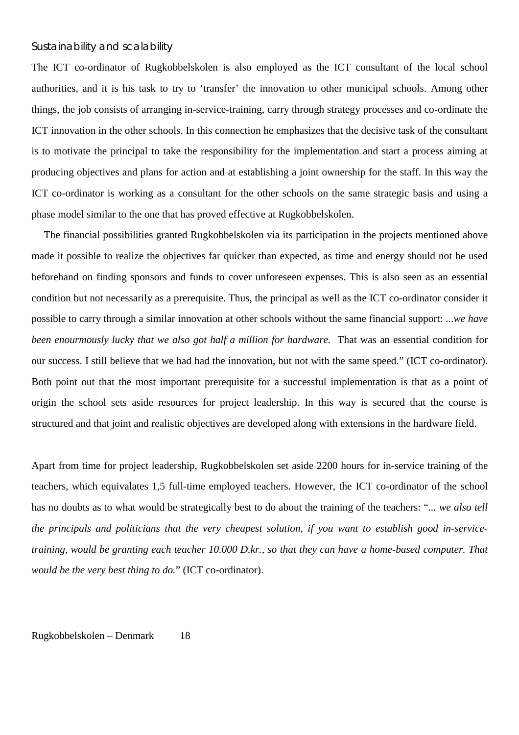### Sustainability and scalability

The ICT co-ordinator of Rugkobbelskolen is also employed as the ICT consultant of the local school authorities, and it is his task to try to 'transfer' the innovation to other municipal schools. Among other things, the job consists of arranging in-service-training, carry through strategy processes and co-ordinate the ICT innovation in the other schools. In this connection he emphasizes that the decisive task of the consultant is to motivate the principal to take the responsibility for the implementation and start a process aiming at producing objectives and plans for action and at establishing a joint ownership for the staff. In this way the ICT co-ordinator is working as a consultant for the other schools on the same strategic basis and using a phase model similar to the one that has proved effective at Rugkobbelskolen.

The financial possibilities granted Rugkobbelskolen via its participation in the projects mentioned above made it possible to realize the objectives far quicker than expected, as time and energy should not be used beforehand on finding sponsors and funds to cover unforeseen expenses. This is also seen as an essential condition but not necessarily as a prerequisite. Thus, the principal as well as the ICT co-ordinator consider it possible to carry through a similar innovation at other schools without the same financial support: *...we have been enourmously lucky that we also got half a million for hardware.* That was an essential condition for our success. I still believe that we had had the innovation, but not with the same speed." (ICT co-ordinator). Both point out that the most important prerequisite for a successful implementation is that as a point of origin the school sets aside resources for project leadership. In this way is secured that the course is structured and that joint and realistic objectives are developed along with extensions in the hardware field.

Apart from time for project leadership, Rugkobbelskolen set aside 2200 hours for in-service training of the teachers, which equivalates 1,5 full-time employed teachers. However, the ICT co-ordinator of the school has no doubts as to what would be strategically best to do about the training of the teachers: "*... we also tell the principals and politicians that the very cheapest solution, if you want to establish good in-service-training, would be granting each teacher 10.000 D.kr., so that they can have a home-based computer. That would be the very best thing to do.*" (ICT co-ordinator).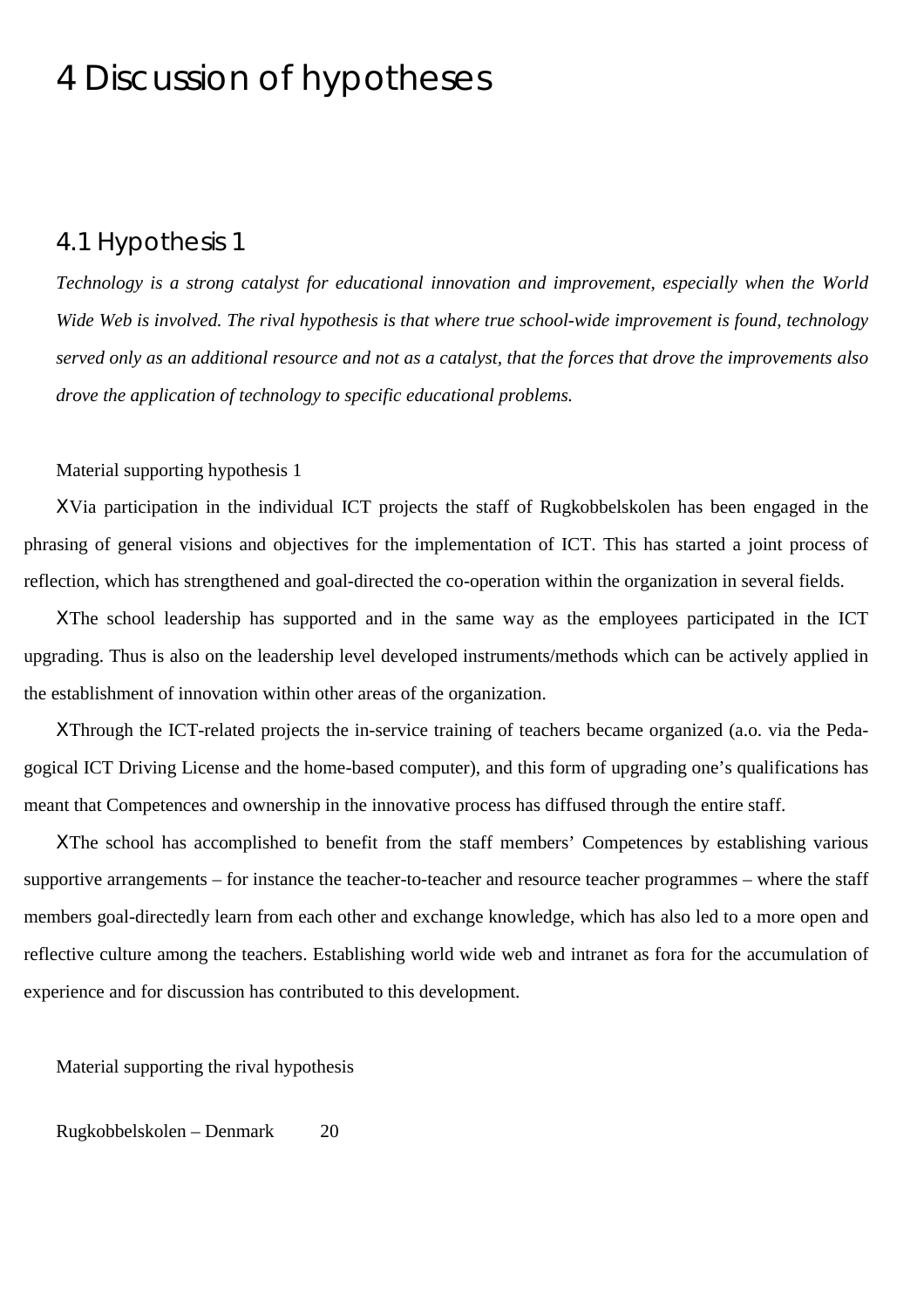# 4 Discussion of hypotheses

## 4.1 Hypothesis 1

*Technology is a strong catalyst for educational innovation and improvement, especially when the World Wide Web is involved. The rival hypothesis is that where true school-wide improvement is found, technology served only as an additional resource and not as a catalyst, that the forces that drove the improvements also drove the application of technology to specific educational problems.*

Material supporting hypothesis 1

- Via participation in the individual ICT projects the staff of Rugkobbelskolen has been engaged in the phrasing of general visions and objectives for the implementation of ICT. This has started a joint process of reflection, which has strengthened and goal-directed the co-operation within the organization in several fields.
- The school leadership has supported and in the same way as the employees participated in the ICT upgrading. Thus is also on the leadership level developed instruments/methods which can be actively applied in the establishment of innovation within other areas of the organization.
- Through the ICT-related projects the in-service training of teachers became organized (a.o. via the Pedagogical ICT Driving License and the home-based computer), and this form of upgrading one's qualifications has meant that Competences and ownership in the innovative process has diffused through the entire staff.
- The school has accomplished to benefit from the staff members' Competences by establishing various supportive arrangements – for instance the teacher-to-teacher and resource teacher programmes – where the staff members goal-directedly learn from each other and exchange knowledge, which has also led to a more open and reflective culture among the teachers. Establishing world wide web and intranet as fora for the accumulation of experience and for discussion has contributed to this development.

Material supporting the rival hypothesis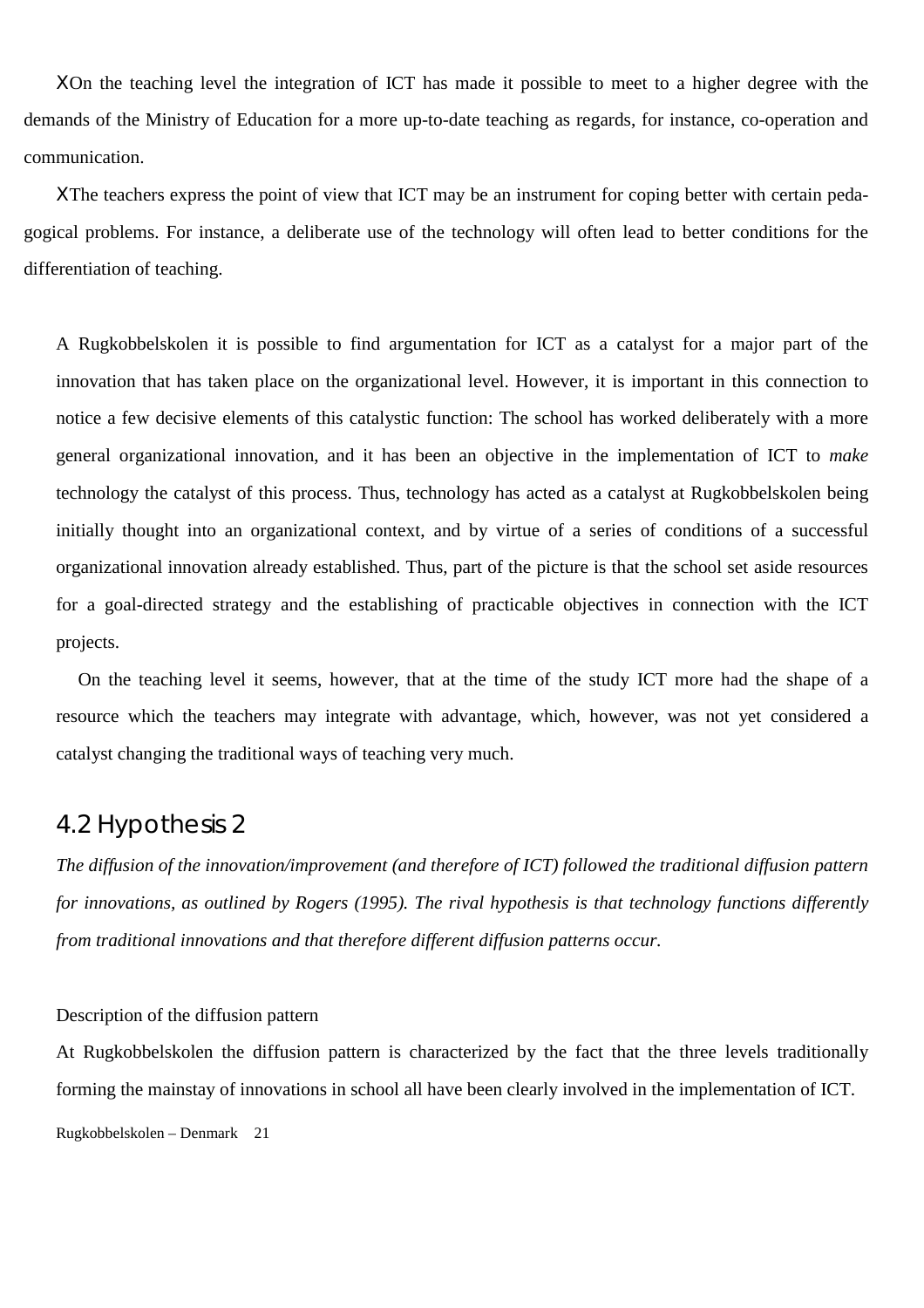- On the teaching level the integration of ICT has made it possible to meet to a higher degree with the demands of the Ministry of Education for a more up-to-date teaching as regards, for instance, co-operation and communication.
- The teachers express the point of view that ICT may be an instrument for coping better with certain pedagogical problems. For instance, a deliberate use of the technology will often lead to better conditions for the differentiation of teaching.

A Rugkobbelskolen it is possible to find argumentation for ICT as a catalyst for a major part of the innovation that has taken place on the organizational level. However, it is important in this connection to notice a few decisive elements of this catalystic function: The school has worked deliberately with a more general organizational innovation, and it has been an objective in the implementation of ICT to *make* technology the catalyst of this process. Thus, technology has acted as a catalyst at Rugkobbelskolen being initially thought into an organizational context, and by virtue of a series of conditions of a successful organizational innovation already established. Thus, part of the picture is that the school set aside resources for a goal-directed strategy and the establishing of practicable objectives in connection with the ICT projects.

On the teaching level it seems, however, that at the time of the study ICT more had the shape of a resource which the teachers may integrate with advantage, which, however, was not yet considered a catalyst changing the traditional ways of teaching very much.

## 4.2 Hypothesis 2

*The diffusion of the innovation/improvement (and therefore of ICT) followed the traditional diffusion pattern for innovations, as outlined by Rogers (1995). The rival hypothesis is that technology functions differently from traditional innovations and that therefore different diffusion patterns occur.*

Description of the diffusion pattern

At Rugkobbelskolen the diffusion pattern is characterized by the fact that the three levels traditionally forming the mainstay of innovations in school all have been clearly involved in the implementation of ICT.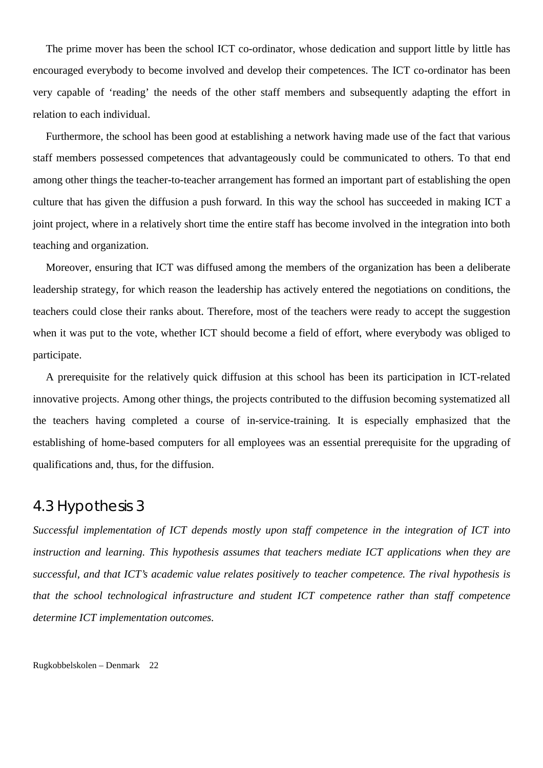The prime mover has been the school ICT co-ordinator, whose dedication and support little by little has encouraged everybody to become involved and develop their competences. The ICT co-ordinator has been very capable of 'reading' the needs of the other staff members and subsequently adapting the effort in relation to each individual.

Furthermore, the school has been good at establishing a network having made use of the fact that various staff members possessed competences that advantageously could be communicated to others. To that end among other things the teacher-to-teacher arrangement has formed an important part of establishing the open culture that has given the diffusion a push forward. In this way the school has succeeded in making ICT a joint project, where in a relatively short time the entire staff has become involved in the integration into both teaching and organization.

Moreover, ensuring that ICT was diffused among the members of the organization has been a deliberate leadership strategy, for which reason the leadership has actively entered the negotiations on conditions, the teachers could close their ranks about. Therefore, most of the teachers were ready to accept the suggestion when it was put to the vote, whether ICT should become a field of effort, where everybody was obliged to participate.

A prerequisite for the relatively quick diffusion at this school has been its participation in ICT-related innovative projects. Among other things, the projects contributed to the diffusion becoming systematized all the teachers having completed a course of in-service-training. It is especially emphasized that the establishing of home-based computers for all employees was an essential prerequisite for the upgrading of qualifications and, thus, for the diffusion.

## 4.3 Hypothesis 3

*Successful implementation of ICT depends mostly upon staff competence in the integration of ICT into instruction and learning. This hypothesis assumes that teachers mediate ICT applications when they are successful, and that ICT's academic value relates positively to teacher competence. The rival hypothesis is that the school technological infrastructure and student ICT competence rather than staff competence determine ICT implementation outcomes.*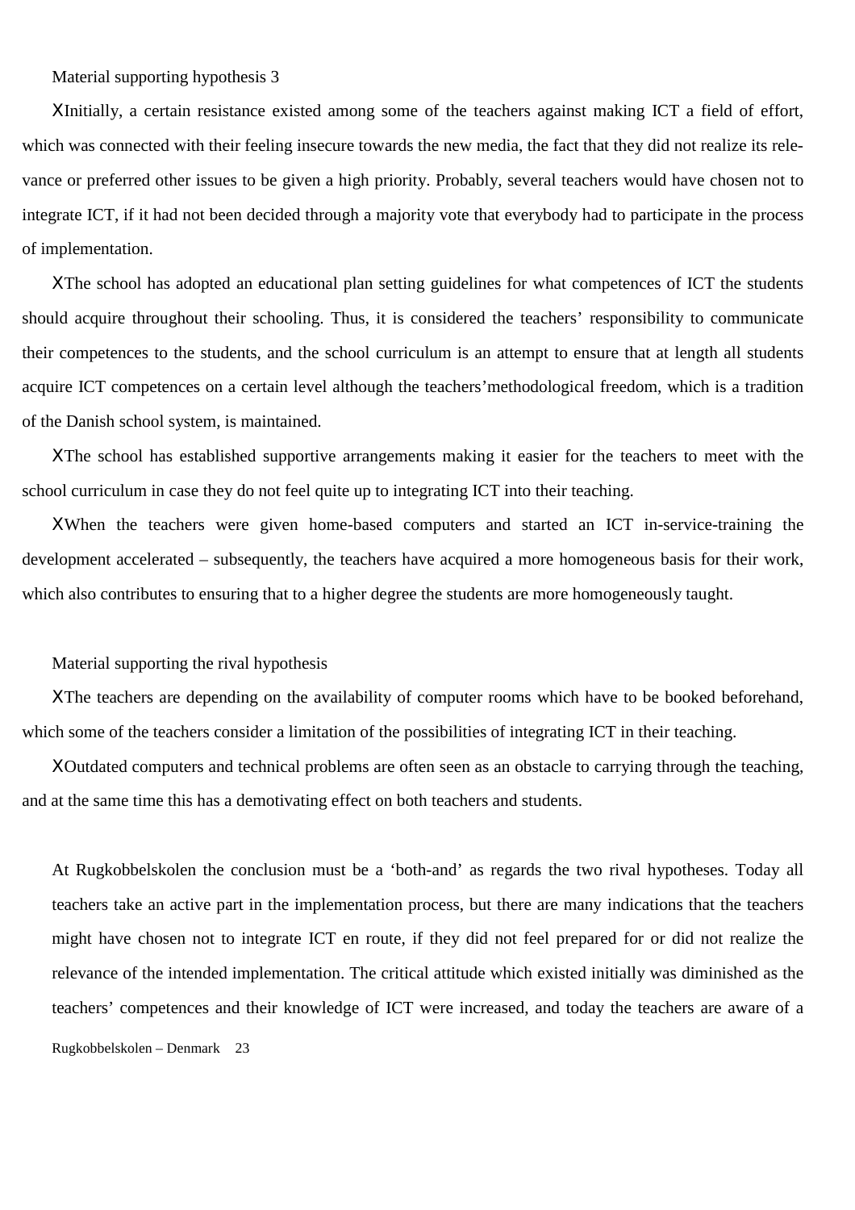Material supporting hypothesis 3

- Initially, a certain resistance existed among some of the teachers against making ICT a field of effort, which was connected with their feeling insecure towards the new media, the fact that they did not realize its relevance or preferred other issues to be given a high priority. Probably, several teachers would have chosen not to integrate ICT, if it had not been decided through a majority vote that everybody had to participate in the process of implementation.
- The school has adopted an educational plan setting guidelines for what competences of ICT the students should acquire throughout their schooling. Thus, it is considered the teachers' responsibility to communicate their competences to the students, and the school curriculum is an attempt to ensure that at length all students acquire ICT competences on a certain level although the teachers'methodological freedom, which is a tradition of the Danish school system, is maintained.
- The school has established supportive arrangements making it easier for the teachers to meet with the school curriculum in case they do not feel quite up to integrating ICT into their teaching.
- When the teachers were given home-based computers and started an ICT in-service-training the development accelerated – subsequently, the teachers have acquired a more homogeneous basis for their work, which also contributes to ensuring that to a higher degree the students are more homogeneously taught.

Material supporting the rival hypothesis

- The teachers are depending on the availability of computer rooms which have to be booked beforehand, which some of the teachers consider a limitation of the possibilities of integrating ICT in their teaching.
- Outdated computers and technical problems are often seen as an obstacle to carrying through the teaching, and at the same time this has a demotivating effect on both teachers and students.

At Rugkobbelskolen the conclusion must be a 'both-and' as regards the two rival hypotheses. Today all teachers take an active part in the implementation process, but there are many indications that the teachers might have chosen not to integrate ICT en route, if they did not feel prepared for or did not realize the relevance of the intended implementation. The critical attitude which existed initially was diminished as the teachers' competences and their knowledge of ICT were increased, and today the teachers are aware of a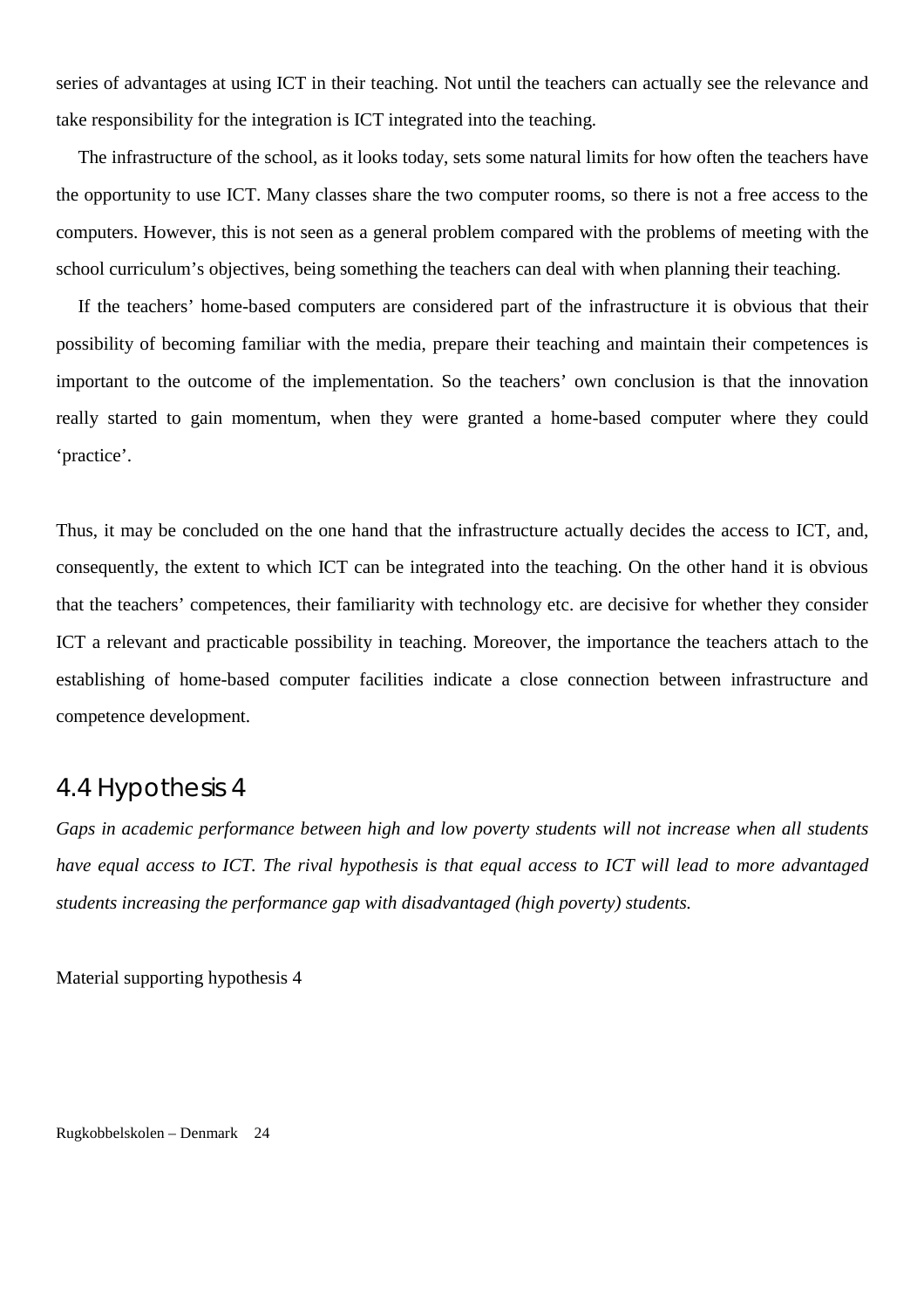series of advantages at using ICT in their teaching. Not until the teachers can actually see the relevance and take responsibility for the integration is ICT integrated into the teaching.

The infrastructure of the school, as it looks today, sets some natural limits for how often the teachers have the opportunity to use ICT. Many classes share the two computer rooms, so there is not a free access to the computers. However, this is not seen as a general problem compared with the problems of meeting with the school curriculum's objectives, being something the teachers can deal with when planning their teaching.

If the teachers' home-based computers are considered part of the infrastructure it is obvious that their possibility of becoming familiar with the media, prepare their teaching and maintain their competences is important to the outcome of the implementation. So the teachers' own conclusion is that the innovation really started to gain momentum, when they were granted a home-based computer where they could 'practice'.

Thus, it may be concluded on the one hand that the infrastructure actually decides the access to ICT, and, consequently, the extent to which ICT can be integrated into the teaching. On the other hand it is obvious that the teachers' competences, their familiarity with technology etc. are decisive for whether they consider ICT a relevant and practicable possibility in teaching. Moreover, the importance the teachers attach to the establishing of home-based computer facilities indicate a close connection between infrastructure and competence development.

## 4.4 Hypothesis 4

*Gaps in academic performance between high and low poverty students will not increase when all students have equal access to ICT. The rival hypothesis is that equal access to ICT will lead to more advantaged students increasing the performance gap with disadvantaged (high poverty) students.*

Material supporting hypothesis 4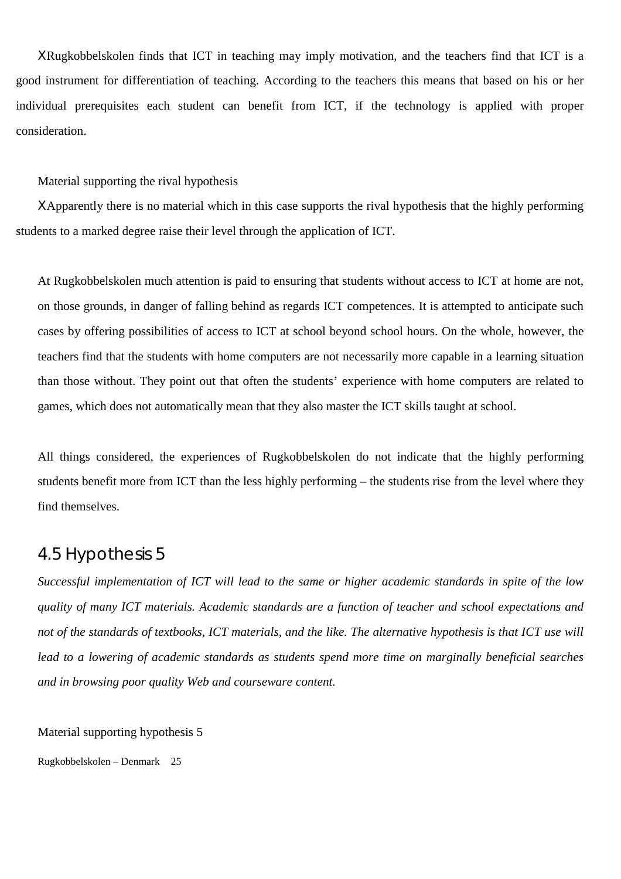XRugkobbelskolen finds that ICT in teaching may imply motivation, and the teachers find that ICT is a good instrument for differentiation of teaching. According to the teachers this means that based on his or her individual prerequisites each student can benefit from ICT, if the technology is applied with proper consideration.

Material supporting the rival hypothesis

XApparently there is no material which in this case supports the rival hypothesis that the highly performing students to a marked degree raise their level through the application of ICT.

At Rugkobbelskolen much attention is paid to ensuring that students without access to ICT at home are not, on those grounds, in danger of falling behind as regards ICT competences. It is attempted to anticipate such cases by offering possibilities of access to ICT at school beyond school hours. On the whole, however, the teachers find that the students with home computers are not necessarily more capable in a learning situation than those without. They point out that often the students' experience with home computers are related to games, which does not automatically mean that they also master the ICT skills taught at school.

All things considered, the experiences of Rugkobbelskolen do not indicate that the highly performing students benefit more from ICT than the less highly performing – the students rise from the level where they find themselves.

## 4.5 Hypothesis 5

*Successful implementation of ICT will lead to the same or higher academic standards in spite of the low quality of many ICT materials. Academic standards are a function of teacher and school expectations and not of the standards of textbooks, ICT materials, and the like. The alternative hypothesis is that ICT use will lead to a lowering of academic standards as students spend more time on marginally beneficial searches and in browsing poor quality Web and courseware content.*

Material supporting hypothesis 5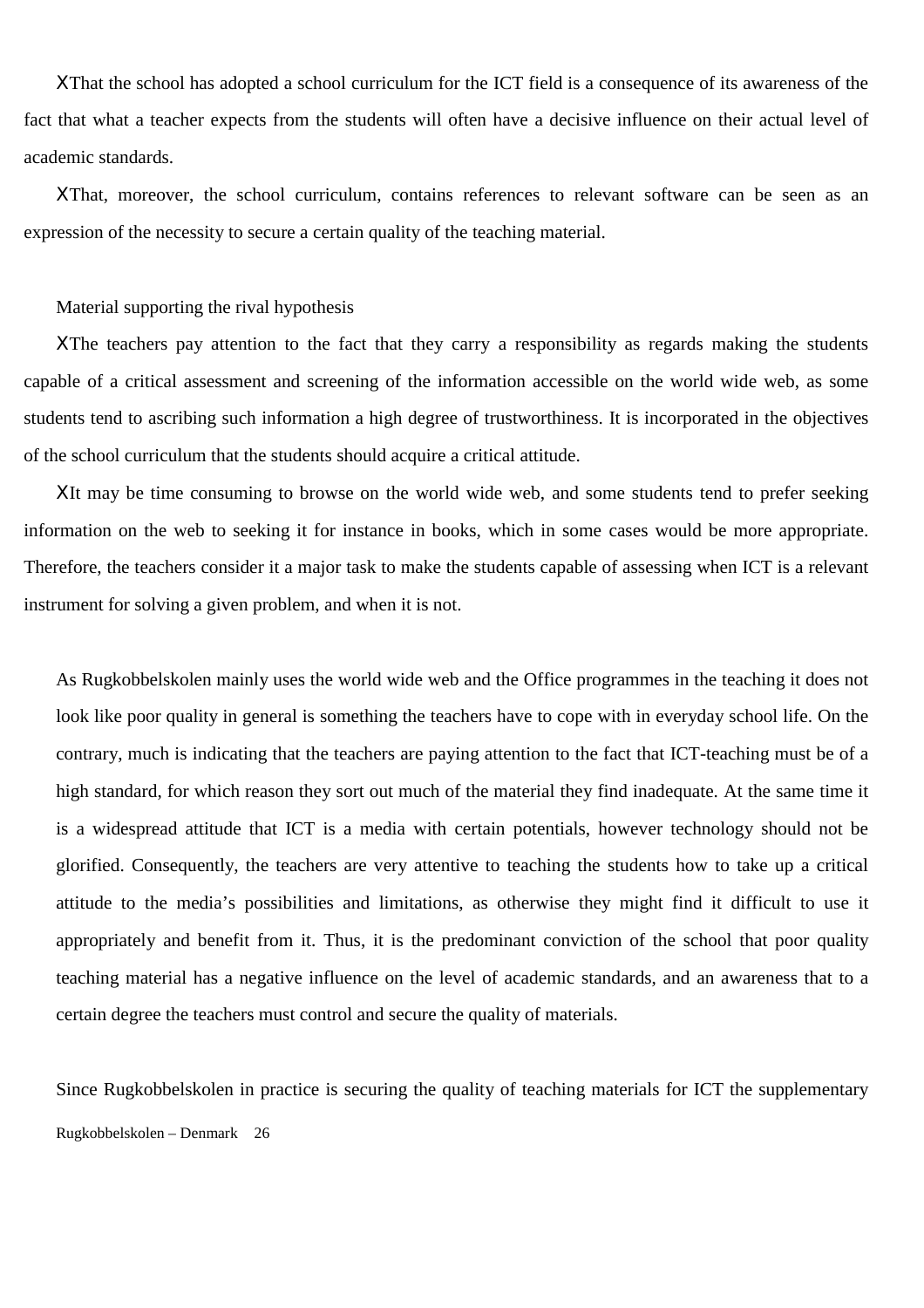- That the school has adopted a school curriculum for the ICT field is a consequence of its awareness of the fact that what a teacher expects from the students will often have a decisive influence on their actual level of academic standards.
- That, moreover, the school curriculum, contains references to relevant software can be seen as an expression of the necessity to secure a certain quality of the teaching material.

Material supporting the rival hypothesis

- The teachers pay attention to the fact that they carry a responsibility as regards making the students capable of a critical assessment and screening of the information accessible on the world wide web, as some students tend to ascribing such information a high degree of trustworthiness. It is incorporated in the objectives of the school curriculum that the students should acquire a critical attitude.
- It may be time consuming to browse on the world wide web, and some students tend to prefer seeking information on the web to seeking it for instance in books, which in some cases would be more appropriate. Therefore, the teachers consider it a major task to make the students capable of assessing when ICT is a relevant instrument for solving a given problem, and when it is not.

As Rugkobbelskolen mainly uses the world wide web and the Office programmes in the teaching it does not look like poor quality in general is something the teachers have to cope with in everyday school life. On the contrary, much is indicating that the teachers are paying attention to the fact that ICT-teaching must be of a high standard, for which reason they sort out much of the material they find inadequate. At the same time it is a widespread attitude that ICT is a media with certain potentials, however technology should not be glorified. Consequently, the teachers are very attentive to teaching the students how to take up a critical attitude to the media's possibilities and limitations, as otherwise they might find it difficult to use it appropriately and benefit from it. Thus, it is the predominant conviction of the school that poor quality teaching material has a negative influence on the level of academic standards, and an awareness that to a certain degree the teachers must control and secure the quality of materials.

Since Rugkobbelskolen in practice is securing the quality of teaching materials for ICT the supplementary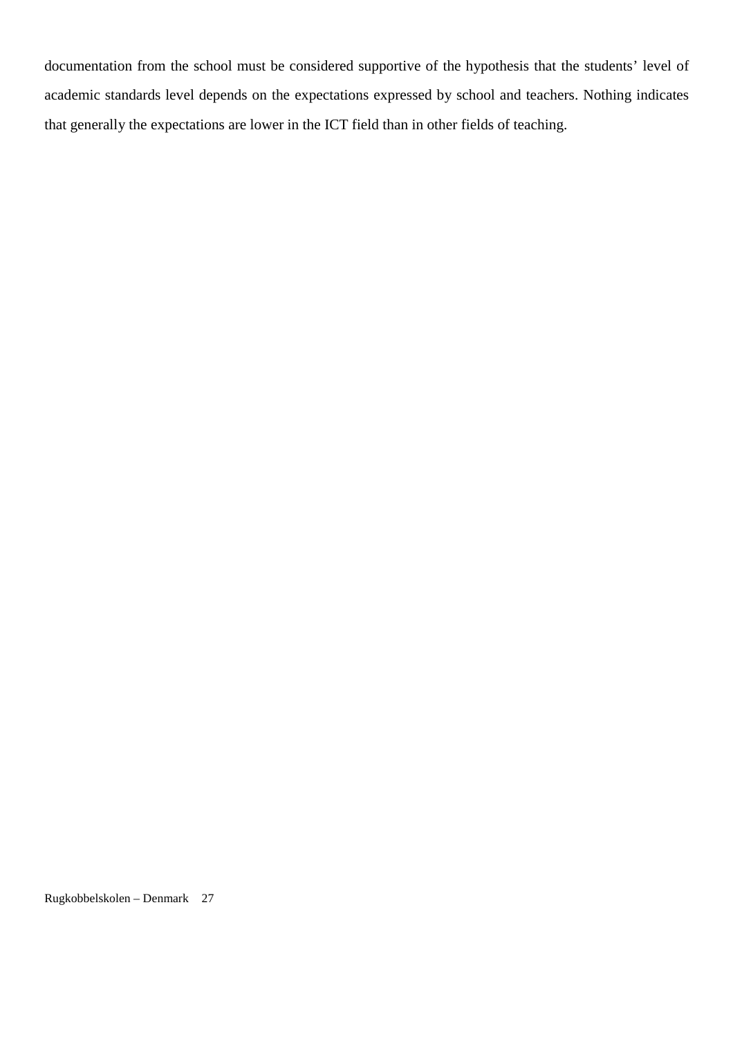documentation from the school must be considered supportive of the hypothesis that the students' level of academic standards level depends on the expectations expressed by school and teachers. Nothing indicates that generally the expectations are lower in the ICT field than in other fields of teaching.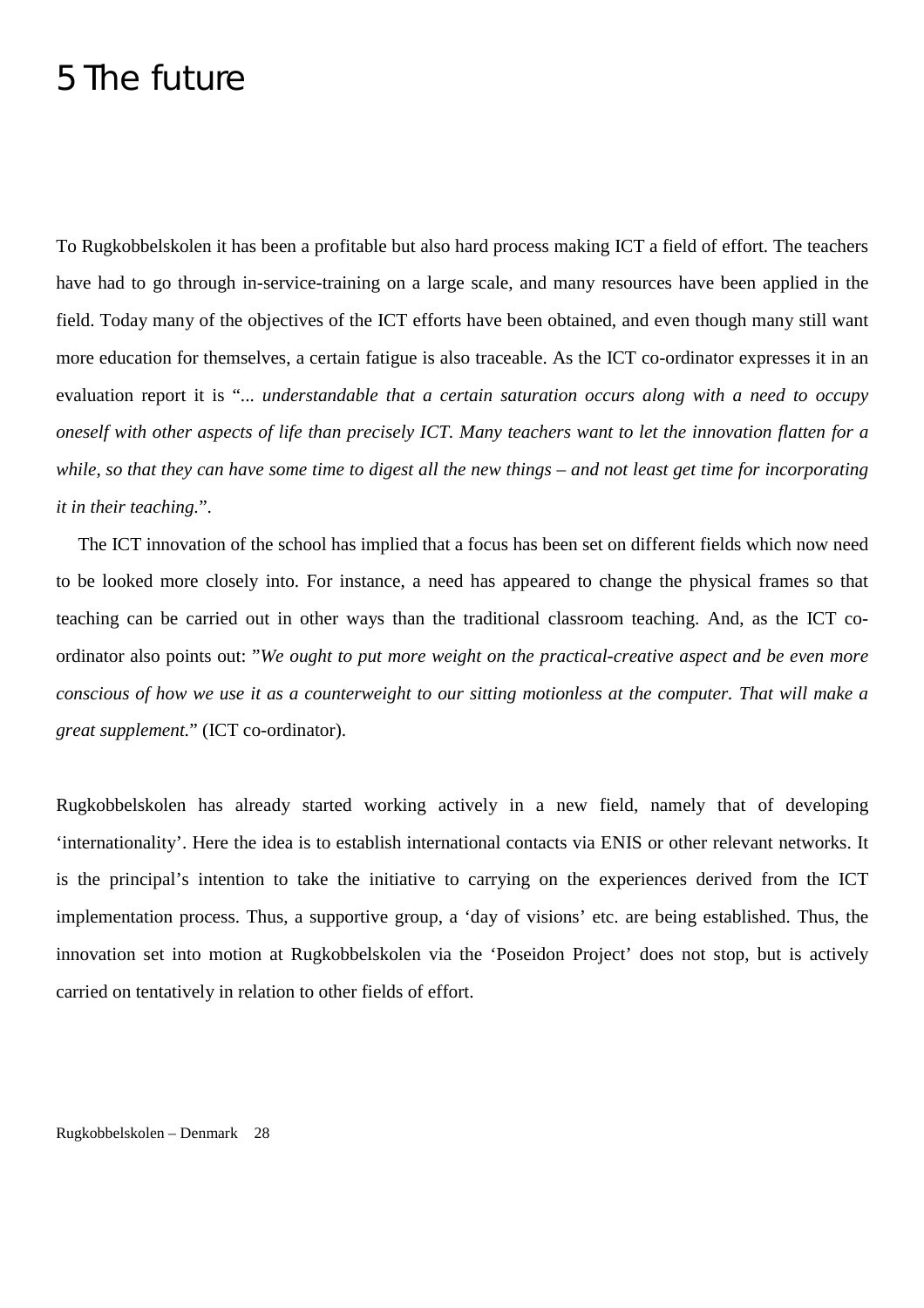# 5 The future

To Rugkobbelskolen it has been a profitable but also hard process making ICT a field of effort. The teachers have had to go through in-service-training on a large scale, and many resources have been applied in the field. Today many of the objectives of the ICT efforts have been obtained, and even though many still want more education for themselves, a certain fatigue is also traceable. As the ICT co-ordinator expresses it in an evaluation report it is "*... understandable that a certain saturation occurs along with a need to occupy oneself with other aspects of life than precisely ICT. Many teachers want to let the innovation flatten for a while, so that they can have some time to digest all the new things – and not least get time for incorporating it in their teaching.*".

The ICT innovation of the school has implied that a focus has been set on different fields which now need to be looked more closely into. For instance, a need has appeared to change the physical frames so that teaching can be carried out in other ways than the traditional classroom teaching. And, as the ICT co-ordinator also points out: "*We ought to put more weight on the practical-creative aspect and be even more conscious of how we use it as a counterweight to our sitting motionless at the computer. That will make a great supplement.*" (ICT co-ordinator).

Rugkobbelskolen has already started working actively in a new field, namely that of developing 'internationality'. Here the idea is to establish international contacts via ENIS or other relevant networks. It is the principal's intention to take the initiative to carrying on the experiences derived from the ICT implementation process. Thus, a supportive group, a 'day of visions' etc. are being established. Thus, the innovation set into motion at Rugkobbelskolen via the 'Poseidon Project' does not stop, but is actively carried on tentatively in relation to other fields of effort.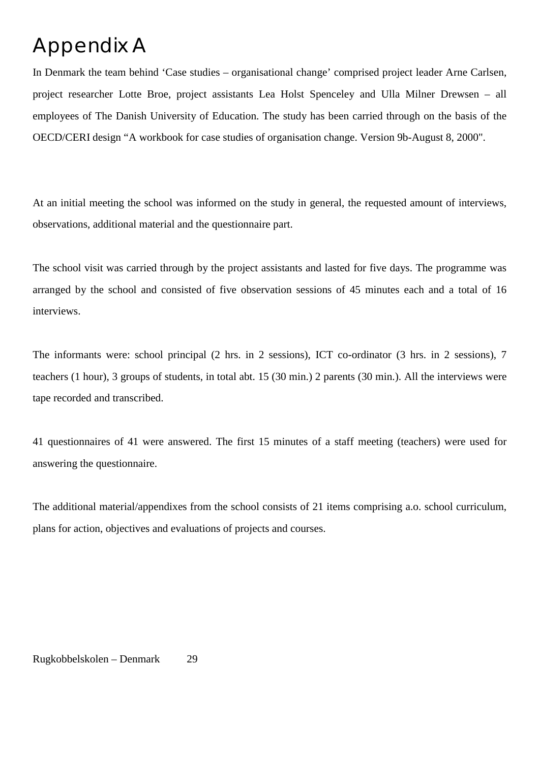# Appendix A

In Denmark the team behind 'Case studies – organisational change' comprised project leader Arne Carlsen, project researcher Lotte Broe, project assistants Lea Holst Spenceley and Ulla Milner Drewsen – all employees of The Danish University of Education. The study has been carried through on the basis of the OECD/CERI design "A workbook for case studies of organisation change. Version 9b-August 8, 2000".

At an initial meeting the school was informed on the study in general, the requested amount of interviews, observations, additional material and the questionnaire part.

The school visit was carried through by the project assistants and lasted for five days. The programme was arranged by the school and consisted of five observation sessions of 45 minutes each and a total of 16 interviews.

The informants were: school principal (2 hrs. in 2 sessions), ICT co-ordinator (3 hrs. in 2 sessions), 7 teachers (1 hour), 3 groups of students, in total abt. 15 (30 min.) 2 parents (30 min.). All the interviews were tape recorded and transcribed.

41 questionnaires of 41 were answered. The first 15 minutes of a staff meeting (teachers) were used for answering the questionnaire.

The additional material/appendixes from the school consists of 21 items comprising a.o. school curriculum, plans for action, objectives and evaluations of projects and courses.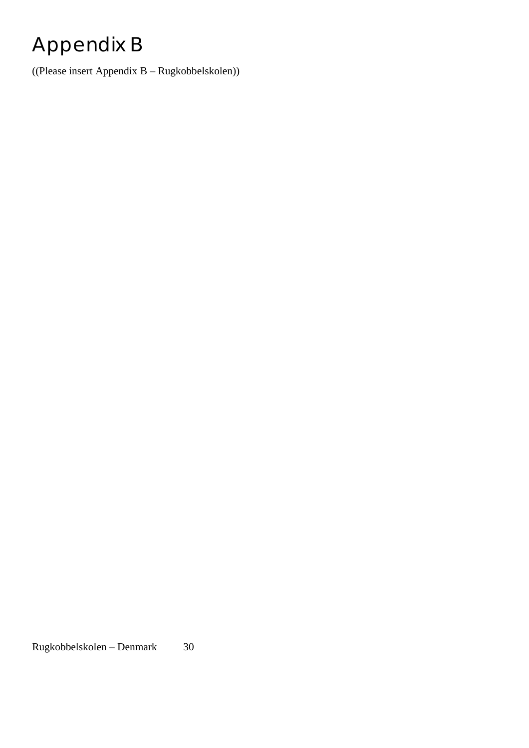# Appendix B

((Please insert Appendix B – Rugkobbelskolen))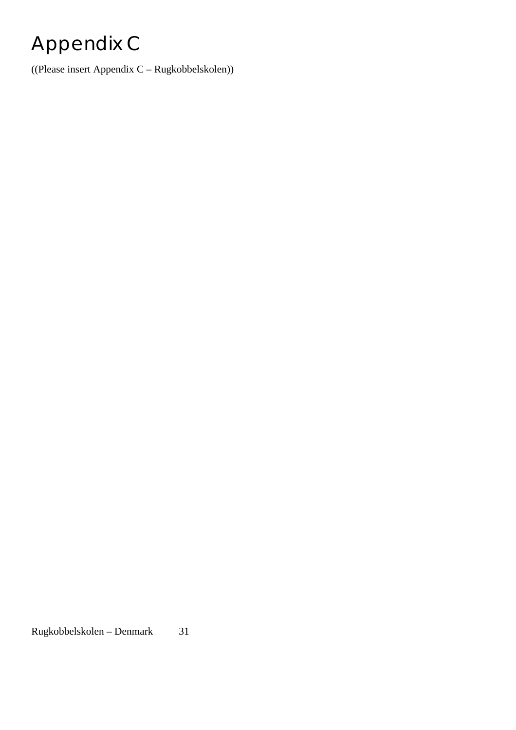# Appendix C

((Please insert Appendix C – Rugkobbelskolen))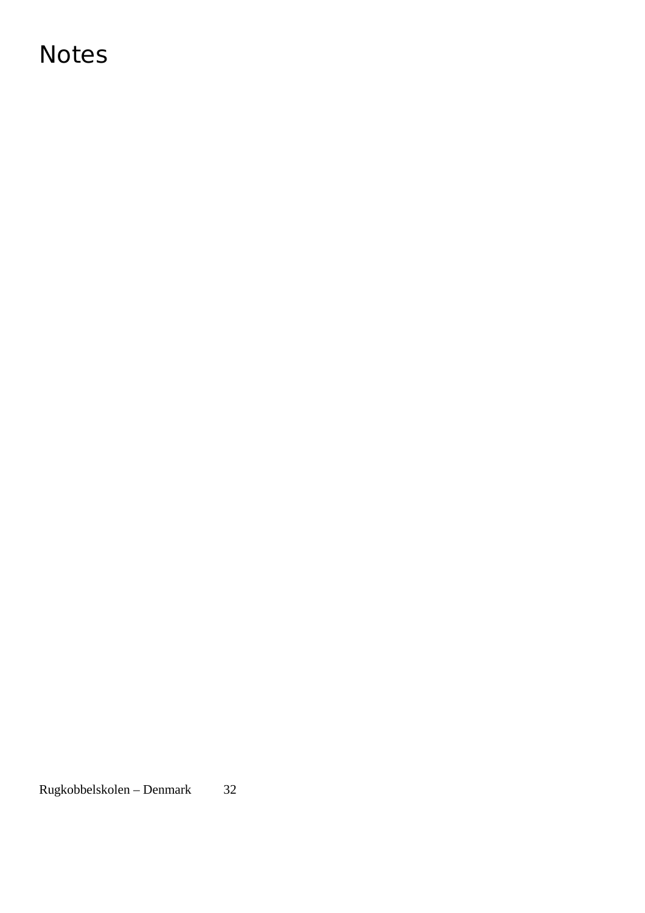# Notes